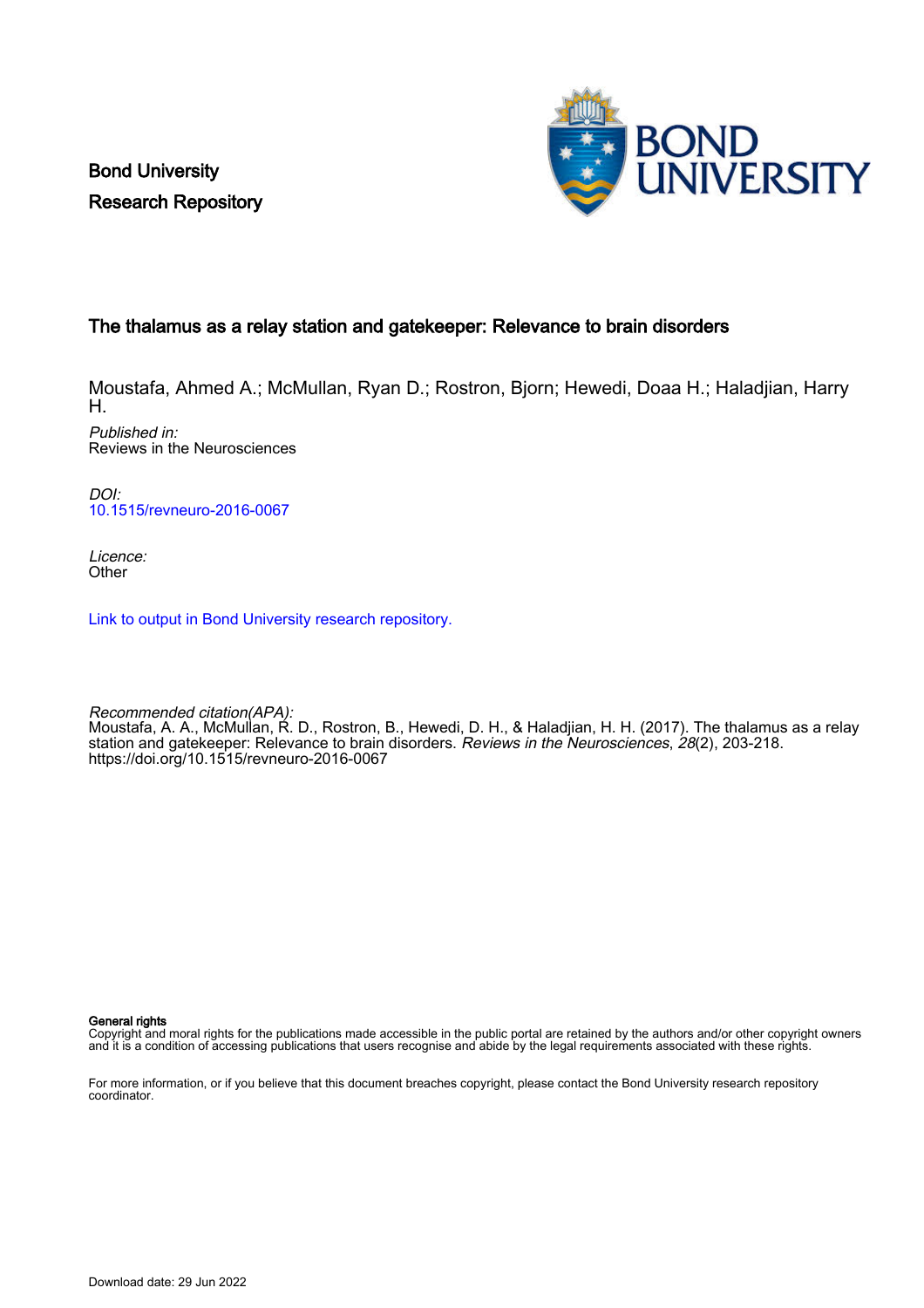Bond University
Research Repository

# The thalamus as a relay station and gatekeeper: Relevance to brain disorders

Moustafa, Ahmed A.; McMullan, Ryan D.; Rostron, Bjorn; Hewedi, Doaa H.; Haladjian, Harry H.

*Published in:*
Reviews in the Neurosciences

*DOI:*
10.1515/revneuro-2016-0067

*Licence:*
Other

Link to output in Bond University research repository.

*Recommended citation(APA):*
Moustafa, A. A., McMullan, R. D., Rostron, B., Hewedi, D. H., & Haladjian, H. H. (2017). The thalamus as a relay station and gatekeeper: Relevance to brain disorders. *Reviews in the Neurosciences*, *28*(2), 203-218. https://doi.org/10.1515/revneuro-2016-0067

**General rights**
Copyright and moral rights for the publications made accessible in the public portal are retained by the authors and/or other copyright owners and it is a condition of accessing publications that users recognise and abide by the legal requirements associated with these rights.

For more information, or if you believe that this document breaches copyright, please contact the Bond University research repository coordinator.

Download date: 29 Jun 2022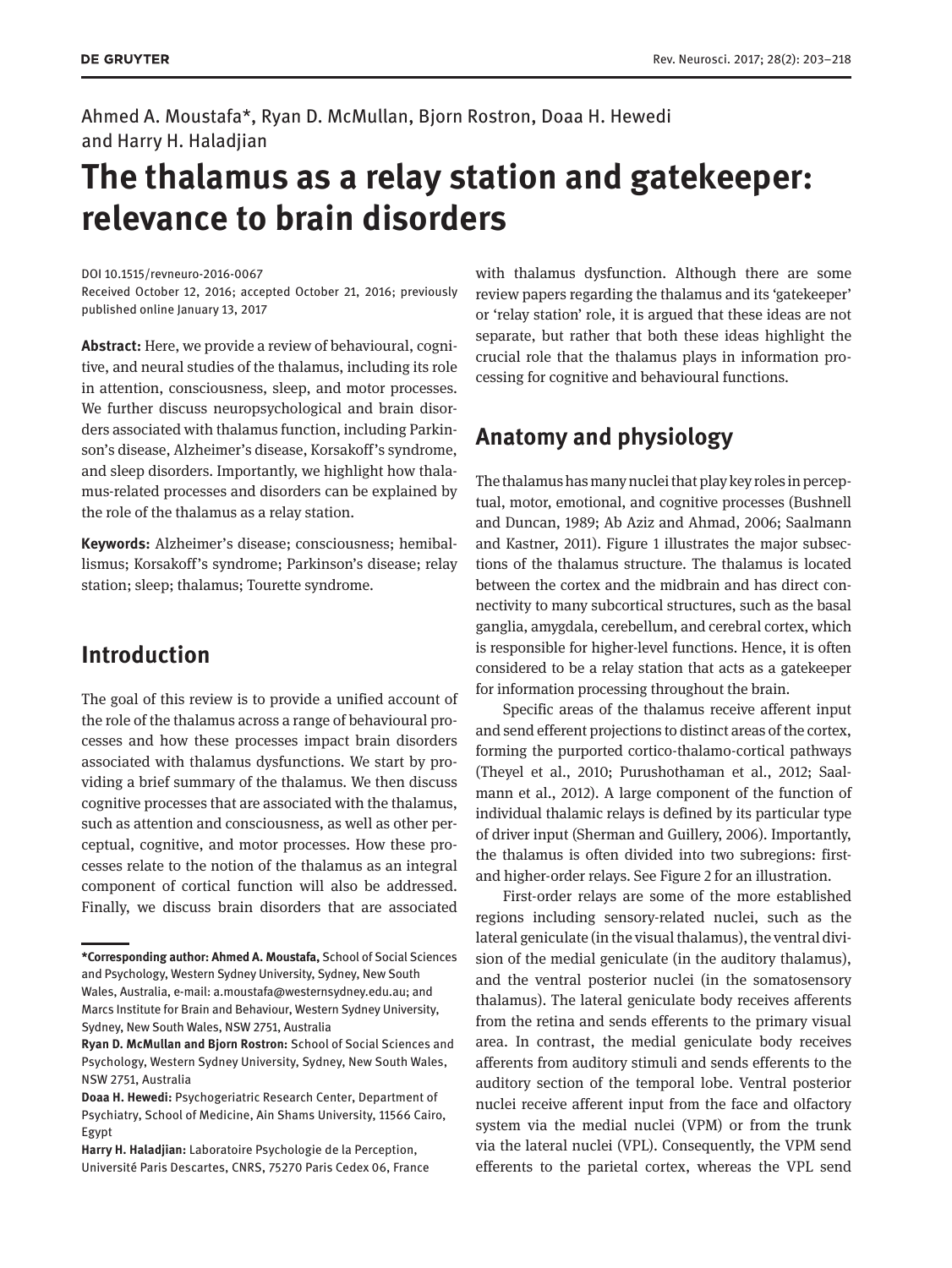Ahmed A. Moustafa*, Ryan D. McMullan, Bjorn Rostron, Doaa H. Hewedi and Harry H. Haladjian

# The thalamus as a relay station and gatekeeper: relevance to brain disorders

DOI 10.1515/revneuro-2016-0067

Received October 12, 2016; accepted October 21, 2016; previously published online January 13, 2017

**Abstract:** Here, we provide a review of behavioural, cognitive, and neural studies of the thalamus, including its role in attention, consciousness, sleep, and motor processes. We further discuss neuropsychological and brain disorders associated with thalamus function, including Parkinson's disease, Alzheimer's disease, Korsakoff's syndrome, and sleep disorders. Importantly, we highlight how thalamus-related processes and disorders can be explained by the role of the thalamus as a relay station.

**Keywords:** Alzheimer's disease; consciousness; hemiballismus; Korsakoff's syndrome; Parkinson's disease; relay station; sleep; thalamus; Tourette syndrome.

## Introduction

The goal of this review is to provide a unified account of the role of the thalamus across a range of behavioural processes and how these processes impact brain disorders associated with thalamus dysfunctions. We start by providing a brief summary of the thalamus. We then discuss cognitive processes that are associated with the thalamus, such as attention and consciousness, as well as other perceptual, cognitive, and motor processes. How these processes relate to the notion of the thalamus as an integral component of cortical function will also be addressed. Finally, we discuss brain disorders that are associated with thalamus dysfunction. Although there are some review papers regarding the thalamus and its 'gatekeeper' or 'relay station' role, it is argued that these ideas are not separate, but rather that both these ideas highlight the crucial role that the thalamus plays in information processing for cognitive and behavioural functions.

## Anatomy and physiology

The thalamus has many nuclei that play key roles in perceptual, motor, emotional, and cognitive processes (Bushnell and Duncan, 1989; Ab Aziz and Ahmad, 2006; Saalmann and Kastner, 2011). Figure 1 illustrates the major subsections of the thalamus structure. The thalamus is located between the cortex and the midbrain and has direct connectivity to many subcortical structures, such as the basal ganglia, amygdala, cerebellum, and cerebral cortex, which is responsible for higher-level functions. Hence, it is often considered to be a relay station that acts as a gatekeeper for information processing throughout the brain.

Specific areas of the thalamus receive afferent input and send efferent projections to distinct areas of the cortex, forming the purported cortico-thalamo-cortical pathways (Theyel et al., 2010; Purushothaman et al., 2012; Saalmann et al., 2012). A large component of the function of individual thalamic relays is defined by its particular type of driver input (Sherman and Guillery, 2006). Importantly, the thalamus is often divided into two subregions: first- and higher-order relays. See Figure 2 for an illustration.

First-order relays are some of the more established regions including sensory-related nuclei, such as the lateral geniculate (in the visual thalamus), the ventral division of the medial geniculate (in the auditory thalamus), and the ventral posterior nuclei (in the somatosensory thalamus). The lateral geniculate body receives afferents from the retina and sends efferents to the primary visual area. In contrast, the medial geniculate body receives afferents from auditory stimuli and sends efferents to the auditory section of the temporal lobe. Ventral posterior nuclei receive afferent input from the face and olfactory system via the medial nuclei (VPM) or from the trunk via the lateral nuclei (VPL). Consequently, the VPM send efferents to the parietal cortex, whereas the VPL send

---

***Corresponding author: Ahmed A. Moustafa,** School of Social Sciences and Psychology, Western Sydney University, Sydney, New South Wales, Australia, e-mail: a.moustafa@westernsydney.edu.au; and Marcs Institute for Brain and Behaviour, Western Sydney University, Sydney, New South Wales, NSW 2751, Australia

**Ryan D. McMullan and Bjorn Rostron:** School of Social Sciences and Psychology, Western Sydney University, Sydney, New South Wales, NSW 2751, Australia

**Doaa H. Hewedi:** Psychogeriatric Research Center, Department of Psychiatry, School of Medicine, Ain Shams University, 11566 Cairo, Egypt

**Harry H. Haladjian:** Laboratoire Psychologie de la Perception, Université Paris Descartes, CNRS, 75270 Paris Cedex 06, France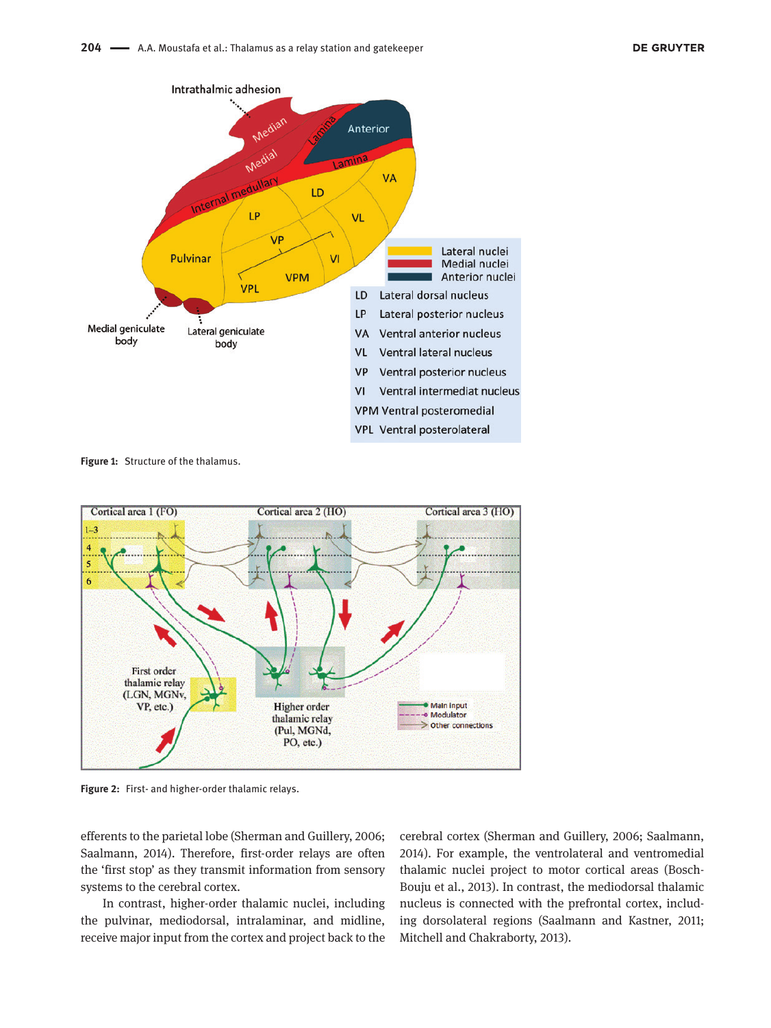Figure 1: Structure of the thalamus.

Figure 2: First- and higher-order thalamic relays.

efferents to the parietal lobe (Sherman and Guillery, 2006; Saalmann, 2014). Therefore, first-order relays are often the 'first stop' as they transmit information from sensory systems to the cerebral cortex.

In contrast, higher-order thalamic nuclei, including the pulvinar, mediodorsal, intralaminar, and midline, receive major input from the cortex and project back to the cerebral cortex (Sherman and Guillery, 2006; Saalmann, 2014). For example, the ventrolateral and ventromedial thalamic nuclei project to motor cortical areas (Bosch-Bouju et al., 2013). In contrast, the mediodorsal thalamic nucleus is connected with the prefrontal cortex, including dorsolateral regions (Saalmann and Kastner, 2011; Mitchell and Chakraborty, 2013).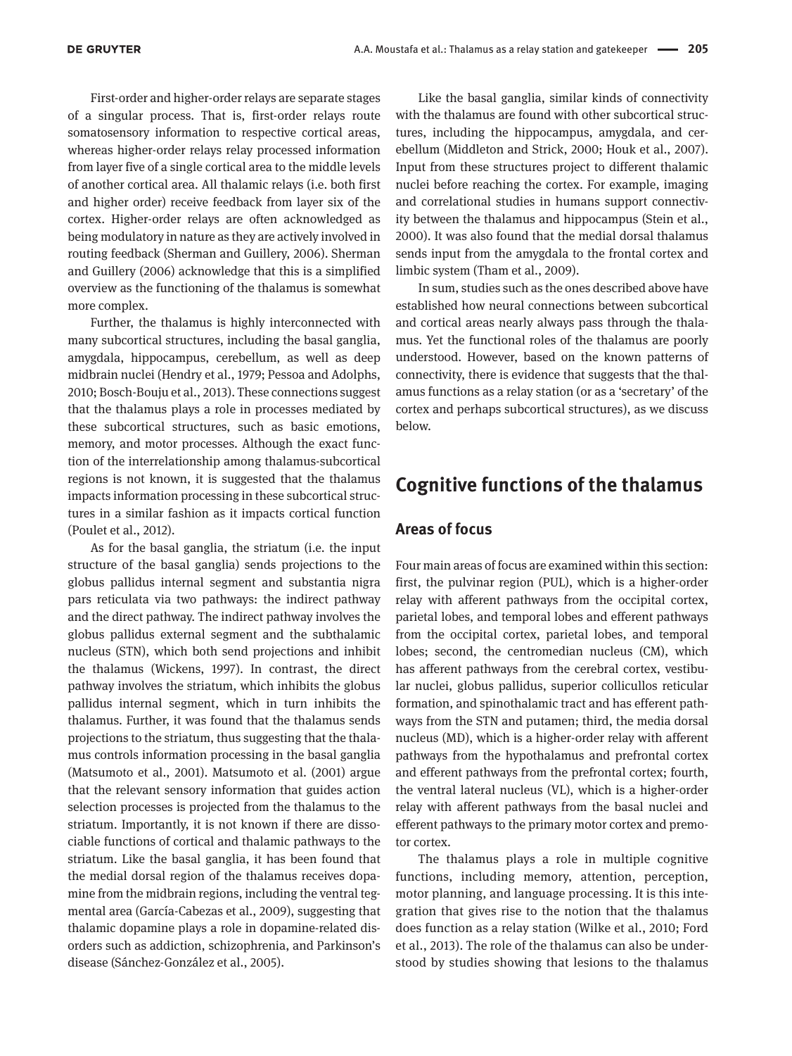First-order and higher-order relays are separate stages of a singular process. That is, first-order relays route somatosensory information to respective cortical areas, whereas higher-order relays relay processed information from layer five of a single cortical area to the middle levels of another cortical area. All thalamic relays (i.e. both first and higher order) receive feedback from layer six of the cortex. Higher-order relays are often acknowledged as being modulatory in nature as they are actively involved in routing feedback (Sherman and Guillery, 2006). Sherman and Guillery (2006) acknowledge that this is a simplified overview as the functioning of the thalamus is somewhat more complex.

Further, the thalamus is highly interconnected with many subcortical structures, including the basal ganglia, amygdala, hippocampus, cerebellum, as well as deep midbrain nuclei (Hendry et al., 1979; Pessoa and Adolphs, 2010; Bosch-Bouju et al., 2013). These connections suggest that the thalamus plays a role in processes mediated by these subcortical structures, such as basic emotions, memory, and motor processes. Although the exact function of the interrelationship among thalamus-subcortical regions is not known, it is suggested that the thalamus impacts information processing in these subcortical structures in a similar fashion as it impacts cortical function (Poulet et al., 2012).

As for the basal ganglia, the striatum (i.e. the input structure of the basal ganglia) sends projections to the globus pallidus internal segment and substantia nigra pars reticulata via two pathways: the indirect pathway and the direct pathway. The indirect pathway involves the globus pallidus external segment and the subthalamic nucleus (STN), which both send projections and inhibit the thalamus (Wickens, 1997). In contrast, the direct pathway involves the striatum, which inhibits the globus pallidus internal segment, which in turn inhibits the thalamus. Further, it was found that the thalamus sends projections to the striatum, thus suggesting that the thalamus controls information processing in the basal ganglia (Matsumoto et al., 2001). Matsumoto et al. (2001) argue that the relevant sensory information that guides action selection processes is projected from the thalamus to the striatum. Importantly, it is not known if there are dissociable functions of cortical and thalamic pathways to the striatum. Like the basal ganglia, it has been found that the medial dorsal region of the thalamus receives dopamine from the midbrain regions, including the ventral tegmental area (García-Cabezas et al., 2009), suggesting that thalamic dopamine plays a role in dopamine-related disorders such as addiction, schizophrenia, and Parkinson's disease (Sánchez-González et al., 2005).

Like the basal ganglia, similar kinds of connectivity with the thalamus are found with other subcortical structures, including the hippocampus, amygdala, and cerebellum (Middleton and Strick, 2000; Houk et al., 2007). Input from these structures project to different thalamic nuclei before reaching the cortex. For example, imaging and correlational studies in humans support connectivity between the thalamus and hippocampus (Stein et al., 2000). It was also found that the medial dorsal thalamus sends input from the amygdala to the frontal cortex and limbic system (Tham et al., 2009).

In sum, studies such as the ones described above have established how neural connections between subcortical and cortical areas nearly always pass through the thalamus. Yet the functional roles of the thalamus are poorly understood. However, based on the known patterns of connectivity, there is evidence that suggests that the thalamus functions as a relay station (or as a 'secretary' of the cortex and perhaps subcortical structures), as we discuss below.

## Cognitive functions of the thalamus

### Areas of focus

Four main areas of focus are examined within this section: first, the pulvinar region (PUL), which is a higher-order relay with afferent pathways from the occipital cortex, parietal lobes, and temporal lobes and efferent pathways from the occipital cortex, parietal lobes, and temporal lobes; second, the centromedian nucleus (CM), which has afferent pathways from the cerebral cortex, vestibular nuclei, globus pallidus, superior collicullos reticular formation, and spinothalamic tract and has efferent pathways from the STN and putamen; third, the media dorsal nucleus (MD), which is a higher-order relay with afferent pathways from the hypothalamus and prefrontal cortex and efferent pathways from the prefrontal cortex; fourth, the ventral lateral nucleus (VL), which is a higher-order relay with afferent pathways from the basal nuclei and efferent pathways to the primary motor cortex and premotor cortex.

The thalamus plays a role in multiple cognitive functions, including memory, attention, perception, motor planning, and language processing. It is this integration that gives rise to the notion that the thalamus does function as a relay station (Wilke et al., 2010; Ford et al., 2013). The role of the thalamus can also be understood by studies showing that lesions to the thalamus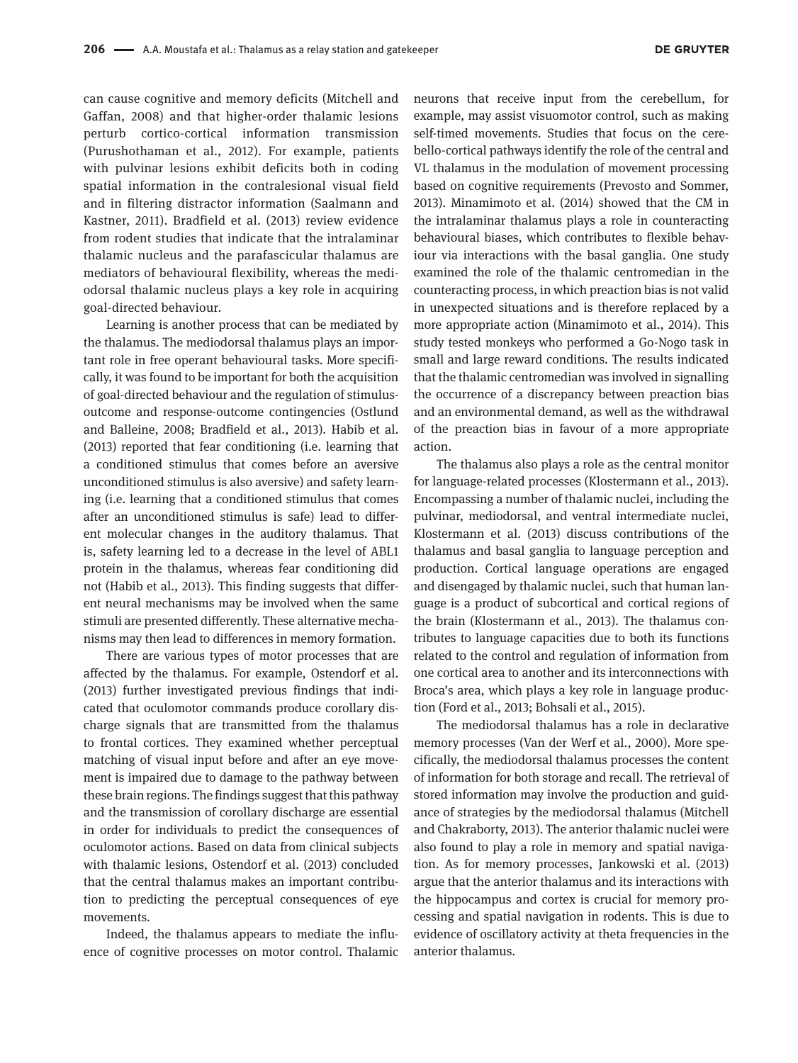can cause cognitive and memory deficits (Mitchell and Gaffan, 2008) and that higher-order thalamic lesions perturb cortico-cortical information transmission (Purushothaman et al., 2012). For example, patients with pulvinar lesions exhibit deficits both in coding spatial information in the contralesional visual field and in filtering distractor information (Saalmann and Kastner, 2011). Bradfield et al. (2013) review evidence from rodent studies that indicate that the intralaminar thalamic nucleus and the parafascicular thalamus are mediators of behavioural flexibility, whereas the mediodorsal thalamic nucleus plays a key role in acquiring goal-directed behaviour.

Learning is another process that can be mediated by the thalamus. The mediodorsal thalamus plays an important role in free operant behavioural tasks. More specifically, it was found to be important for both the acquisition of goal-directed behaviour and the regulation of stimulus-outcome and response-outcome contingencies (Ostlund and Balleine, 2008; Bradfield et al., 2013). Habib et al. (2013) reported that fear conditioning (i.e. learning that a conditioned stimulus that comes before an aversive unconditioned stimulus is also aversive) and safety learning (i.e. learning that a conditioned stimulus that comes after an unconditioned stimulus is safe) lead to different molecular changes in the auditory thalamus. That is, safety learning led to a decrease in the level of ABL1 protein in the thalamus, whereas fear conditioning did not (Habib et al., 2013). This finding suggests that different neural mechanisms may be involved when the same stimuli are presented differently. These alternative mechanisms may then lead to differences in memory formation.

There are various types of motor processes that are affected by the thalamus. For example, Ostendorf et al. (2013) further investigated previous findings that indicated that oculomotor commands produce corollary discharge signals that are transmitted from the thalamus to frontal cortices. They examined whether perceptual matching of visual input before and after an eye movement is impaired due to damage to the pathway between these brain regions. The findings suggest that this pathway and the transmission of corollary discharge are essential in order for individuals to predict the consequences of oculomotor actions. Based on data from clinical subjects with thalamic lesions, Ostendorf et al. (2013) concluded that the central thalamus makes an important contribution to predicting the perceptual consequences of eye movements.

Indeed, the thalamus appears to mediate the influence of cognitive processes on motor control. Thalamic neurons that receive input from the cerebellum, for example, may assist visuomotor control, such as making self-timed movements. Studies that focus on the cerebello-cortical pathways identify the role of the central and VL thalamus in the modulation of movement processing based on cognitive requirements (Prevosto and Sommer, 2013). Minamimoto et al. (2014) showed that the CM in the intralaminar thalamus plays a role in counteracting behavioural biases, which contributes to flexible behaviour via interactions with the basal ganglia. One study examined the role of the thalamic centromedian in the counteracting process, in which preaction bias is not valid in unexpected situations and is therefore replaced by a more appropriate action (Minamimoto et al., 2014). This study tested monkeys who performed a Go-Nogo task in small and large reward conditions. The results indicated that the thalamic centromedian was involved in signalling the occurrence of a discrepancy between preaction bias and an environmental demand, as well as the withdrawal of the preaction bias in favour of a more appropriate action.

The thalamus also plays a role as the central monitor for language-related processes (Klostermann et al., 2013). Encompassing a number of thalamic nuclei, including the pulvinar, mediodorsal, and ventral intermediate nuclei, Klostermann et al. (2013) discuss contributions of the thalamus and basal ganglia to language perception and production. Cortical language operations are engaged and disengaged by thalamic nuclei, such that human language is a product of subcortical and cortical regions of the brain (Klostermann et al., 2013). The thalamus contributes to language capacities due to both its functions related to the control and regulation of information from one cortical area to another and its interconnections with Broca's area, which plays a key role in language production (Ford et al., 2013; Bohsali et al., 2015).

The mediodorsal thalamus has a role in declarative memory processes (Van der Werf et al., 2000). More specifically, the mediodorsal thalamus processes the content of information for both storage and recall. The retrieval of stored information may involve the production and guidance of strategies by the mediodorsal thalamus (Mitchell and Chakraborty, 2013). The anterior thalamic nuclei were also found to play a role in memory and spatial navigation. As for memory processes, Jankowski et al. (2013) argue that the anterior thalamus and its interactions with the hippocampus and cortex is crucial for memory processing and spatial navigation in rodents. This is due to evidence of oscillatory activity at theta frequencies in the anterior thalamus.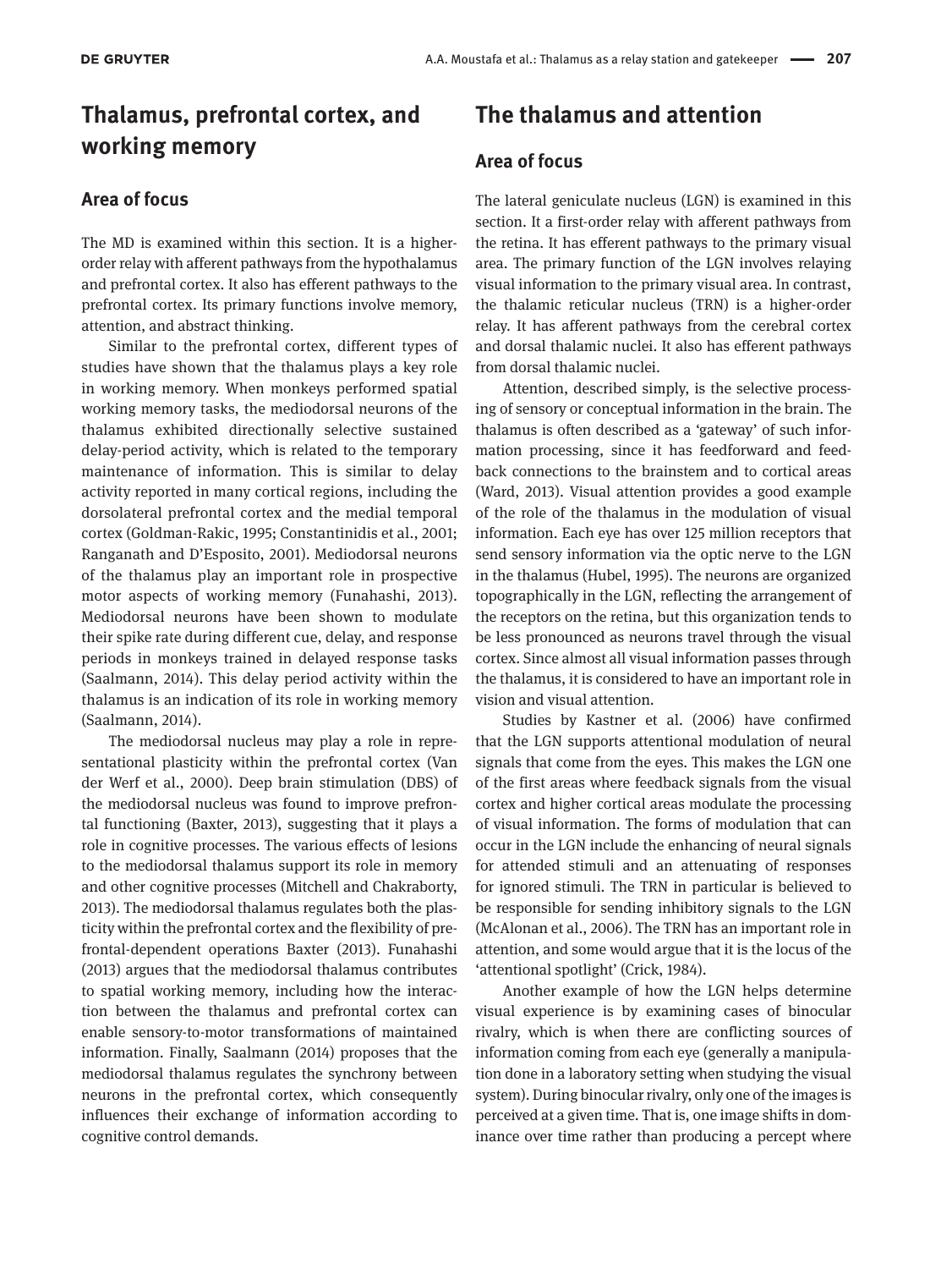## Thalamus, prefrontal cortex, and working memory

### Area of focus

The MD is examined within this section. It is a higher-order relay with afferent pathways from the hypothalamus and prefrontal cortex. It also has efferent pathways to the prefrontal cortex. Its primary functions involve memory, attention, and abstract thinking.

Similar to the prefrontal cortex, different types of studies have shown that the thalamus plays a key role in working memory. When monkeys performed spatial working memory tasks, the mediodorsal neurons of the thalamus exhibited directionally selective sustained delay-period activity, which is related to the temporary maintenance of information. This is similar to delay activity reported in many cortical regions, including the dorsolateral prefrontal cortex and the medial temporal cortex (Goldman-Rakic, 1995; Constantinidis et al., 2001; Ranganath and D'Esposito, 2001). Mediodorsal neurons of the thalamus play an important role in prospective motor aspects of working memory (Funahashi, 2013). Mediodorsal neurons have been shown to modulate their spike rate during different cue, delay, and response periods in monkeys trained in delayed response tasks (Saalmann, 2014). This delay period activity within the thalamus is an indication of its role in working memory (Saalmann, 2014).

The mediodorsal nucleus may play a role in representational plasticity within the prefrontal cortex (Van der Werf et al., 2000). Deep brain stimulation (DBS) of the mediodorsal nucleus was found to improve prefrontal functioning (Baxter, 2013), suggesting that it plays a role in cognitive processes. The various effects of lesions to the mediodorsal thalamus support its role in memory and other cognitive processes (Mitchell and Chakraborty, 2013). The mediodorsal thalamus regulates both the plasticity within the prefrontal cortex and the flexibility of prefrontal-dependent operations Baxter (2013). Funahashi (2013) argues that the mediodorsal thalamus contributes to spatial working memory, including how the interaction between the thalamus and prefrontal cortex can enable sensory-to-motor transformations of maintained information. Finally, Saalmann (2014) proposes that the mediodorsal thalamus regulates the synchrony between neurons in the prefrontal cortex, which consequently influences their exchange of information according to cognitive control demands.

## The thalamus and attention

### Area of focus

The lateral geniculate nucleus (LGN) is examined in this section. It a first-order relay with afferent pathways from the retina. It has efferent pathways to the primary visual area. The primary function of the LGN involves relaying visual information to the primary visual area. In contrast, the thalamic reticular nucleus (TRN) is a higher-order relay. It has afferent pathways from the cerebral cortex and dorsal thalamic nuclei. It also has efferent pathways from dorsal thalamic nuclei.

Attention, described simply, is the selective processing of sensory or conceptual information in the brain. The thalamus is often described as a 'gateway' of such information processing, since it has feedforward and feedback connections to the brainstem and to cortical areas (Ward, 2013). Visual attention provides a good example of the role of the thalamus in the modulation of visual information. Each eye has over 125 million receptors that send sensory information via the optic nerve to the LGN in the thalamus (Hubel, 1995). The neurons are organized topographically in the LGN, reflecting the arrangement of the receptors on the retina, but this organization tends to be less pronounced as neurons travel through the visual cortex. Since almost all visual information passes through the thalamus, it is considered to have an important role in vision and visual attention.

Studies by Kastner et al. (2006) have confirmed that the LGN supports attentional modulation of neural signals that come from the eyes. This makes the LGN one of the first areas where feedback signals from the visual cortex and higher cortical areas modulate the processing of visual information. The forms of modulation that can occur in the LGN include the enhancing of neural signals for attended stimuli and an attenuating of responses for ignored stimuli. The TRN in particular is believed to be responsible for sending inhibitory signals to the LGN (McAlonan et al., 2006). The TRN has an important role in attention, and some would argue that it is the locus of the 'attentional spotlight' (Crick, 1984).

Another example of how the LGN helps determine visual experience is by examining cases of binocular rivalry, which is when there are conflicting sources of information coming from each eye (generally a manipulation done in a laboratory setting when studying the visual system). During binocular rivalry, only one of the images is perceived at a given time. That is, one image shifts in dominance over time rather than producing a percept where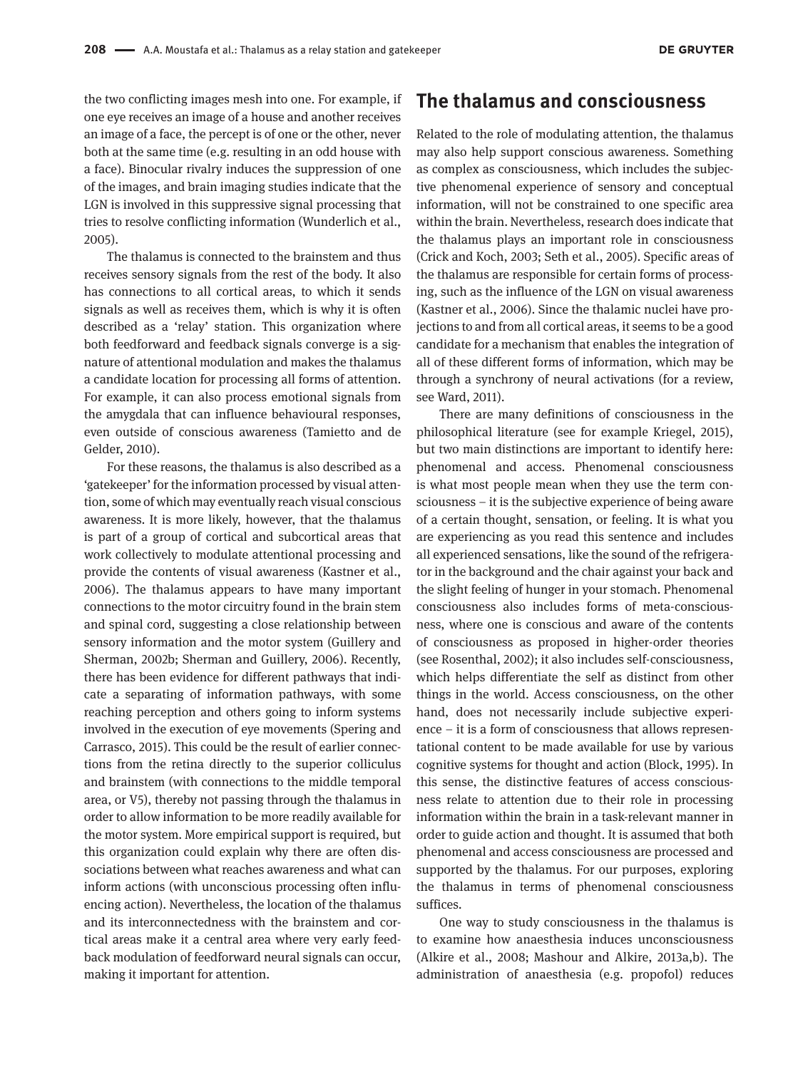the two conflicting images mesh into one. For example, if one eye receives an image of a house and another receives an image of a face, the percept is of one or the other, never both at the same time (e.g. resulting in an odd house with a face). Binocular rivalry induces the suppression of one of the images, and brain imaging studies indicate that the LGN is involved in this suppressive signal processing that tries to resolve conflicting information (Wunderlich et al., 2005).

The thalamus is connected to the brainstem and thus receives sensory signals from the rest of the body. It also has connections to all cortical areas, to which it sends signals as well as receives them, which is why it is often described as a 'relay' station. This organization where both feedforward and feedback signals converge is a signature of attentional modulation and makes the thalamus a candidate location for processing all forms of attention. For example, it can also process emotional signals from the amygdala that can influence behavioural responses, even outside of conscious awareness (Tamietto and de Gelder, 2010).

For these reasons, the thalamus is also described as a 'gatekeeper' for the information processed by visual attention, some of which may eventually reach visual conscious awareness. It is more likely, however, that the thalamus is part of a group of cortical and subcortical areas that work collectively to modulate attentional processing and provide the contents of visual awareness (Kastner et al., 2006). The thalamus appears to have many important connections to the motor circuitry found in the brain stem and spinal cord, suggesting a close relationship between sensory information and the motor system (Guillery and Sherman, 2002b; Sherman and Guillery, 2006). Recently, there has been evidence for different pathways that indicate a separating of information pathways, with some reaching perception and others going to inform systems involved in the execution of eye movements (Spering and Carrasco, 2015). This could be the result of earlier connections from the retina directly to the superior colliculus and brainstem (with connections to the middle temporal area, or V5), thereby not passing through the thalamus in order to allow information to be more readily available for the motor system. More empirical support is required, but this organization could explain why there are often dissociations between what reaches awareness and what can inform actions (with unconscious processing often influencing action). Nevertheless, the location of the thalamus and its interconnectedness with the brainstem and cortical areas make it a central area where very early feedback modulation of feedforward neural signals can occur, making it important for attention.

## The thalamus and consciousness

Related to the role of modulating attention, the thalamus may also help support conscious awareness. Something as complex as consciousness, which includes the subjective phenomenal experience of sensory and conceptual information, will not be constrained to one specific area within the brain. Nevertheless, research does indicate that the thalamus plays an important role in consciousness (Crick and Koch, 2003; Seth et al., 2005). Specific areas of the thalamus are responsible for certain forms of processing, such as the influence of the LGN on visual awareness (Kastner et al., 2006). Since the thalamic nuclei have projections to and from all cortical areas, it seems to be a good candidate for a mechanism that enables the integration of all of these different forms of information, which may be through a synchrony of neural activations (for a review, see Ward, 2011).

There are many definitions of consciousness in the philosophical literature (see for example Kriegel, 2015), but two main distinctions are important to identify here: phenomenal and access. Phenomenal consciousness is what most people mean when they use the term consciousness – it is the subjective experience of being aware of a certain thought, sensation, or feeling. It is what you are experiencing as you read this sentence and includes all experienced sensations, like the sound of the refrigerator in the background and the chair against your back and the slight feeling of hunger in your stomach. Phenomenal consciousness also includes forms of meta-consciousness, where one is conscious and aware of the contents of consciousness as proposed in higher-order theories (see Rosenthal, 2002); it also includes self-consciousness, which helps differentiate the self as distinct from other things in the world. Access consciousness, on the other hand, does not necessarily include subjective experience – it is a form of consciousness that allows representational content to be made available for use by various cognitive systems for thought and action (Block, 1995). In this sense, the distinctive features of access consciousness relate to attention due to their role in processing information within the brain in a task-relevant manner in order to guide action and thought. It is assumed that both phenomenal and access consciousness are processed and supported by the thalamus. For our purposes, exploring the thalamus in terms of phenomenal consciousness suffices.

One way to study consciousness in the thalamus is to examine how anaesthesia induces unconsciousness (Alkire et al., 2008; Mashour and Alkire, 2013a,b). The administration of anaesthesia (e.g. propofol) reduces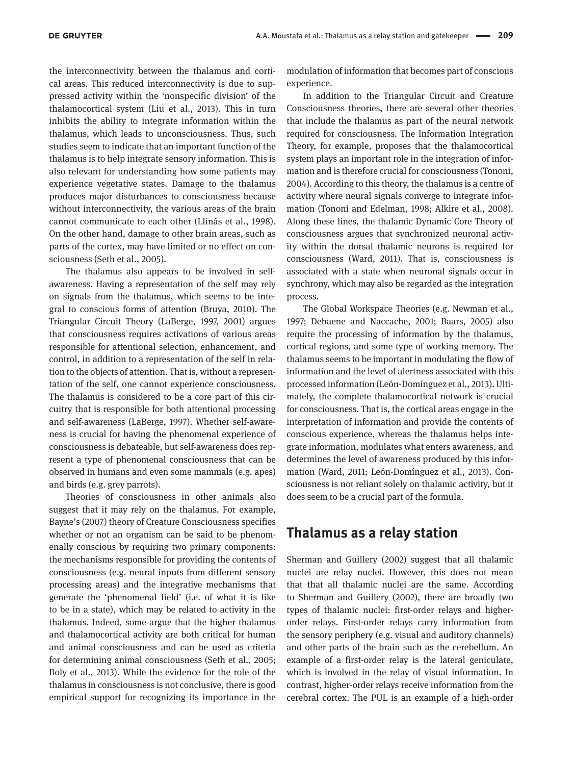the interconnectivity between the thalamus and cortical areas. This reduced interconnectivity is due to suppressed activity within the 'nonspecific division' of the thalamocortical system (Liu et al., 2013). This in turn inhibits the ability to integrate information within the thalamus, which leads to unconsciousness. Thus, such studies seem to indicate that an important function of the thalamus is to help integrate sensory information. This is also relevant for understanding how some patients may experience vegetative states. Damage to the thalamus produces major disturbances to consciousness because without interconnectivity, the various areas of the brain cannot communicate to each other (Llinás et al., 1998). On the other hand, damage to other brain areas, such as parts of the cortex, may have limited or no effect on consciousness (Seth et al., 2005).

The thalamus also appears to be involved in self-awareness. Having a representation of the self may rely on signals from the thalamus, which seems to be integral to conscious forms of attention (Bruya, 2010). The Triangular Circuit Theory (LaBerge, 1997, 2001) argues that consciousness requires activations of various areas responsible for attentional selection, enhancement, and control, in addition to a representation of the self in relation to the objects of attention. That is, without a representation of the self, one cannot experience consciousness. The thalamus is considered to be a core part of this circuitry that is responsible for both attentional processing and self-awareness (LaBerge, 1997). Whether self-awareness is crucial for having the phenomenal experience of consciousness is debateable, but self-awareness does represent a type of phenomenal consciousness that can be observed in humans and even some mammals (e.g. apes) and birds (e.g. grey parrots).

Theories of consciousness in other animals also suggest that it may rely on the thalamus. For example, Bayne's (2007) theory of Creature Consciousness specifies whether or not an organism can be said to be phenomenally conscious by requiring two primary components: the mechanisms responsible for providing the contents of consciousness (e.g. neural inputs from different sensory processing areas) and the integrative mechanisms that generate the 'phenomenal field' (i.e. of what it is like to be in a state), which may be related to activity in the thalamus. Indeed, some argue that the higher thalamus and thalamocortical activity are both critical for human and animal consciousness and can be used as criteria for determining animal consciousness (Seth et al., 2005; Boly et al., 2013). While the evidence for the role of the thalamus in consciousness is not conclusive, there is good empirical support for recognizing its importance in the modulation of information that becomes part of conscious experience.

In addition to the Triangular Circuit and Creature Consciousness theories, there are several other theories that include the thalamus as part of the neural network required for consciousness. The Information Integration Theory, for example, proposes that the thalamocortical system plays an important role in the integration of information and is therefore crucial for consciousness (Tononi, 2004). According to this theory, the thalamus is a centre of activity where neural signals converge to integrate information (Tononi and Edelman, 1998; Alkire et al., 2008). Along these lines, the thalamic Dynamic Core Theory of consciousness argues that synchronized neuronal activity within the dorsal thalamic neurons is required for consciousness (Ward, 2011). That is, consciousness is associated with a state when neuronal signals occur in synchrony, which may also be regarded as the integration process.

The Global Workspace Theories (e.g. Newman et al., 1997; Dehaene and Naccache, 2001; Baars, 2005) also require the processing of information by the thalamus, cortical regions, and some type of working memory. The thalamus seems to be important in modulating the flow of information and the level of alertness associated with this processed information (León-Domínguez et al., 2013). Ultimately, the complete thalamocortical network is crucial for consciousness. That is, the cortical areas engage in the interpretation of information and provide the contents of conscious experience, whereas the thalamus helps integrate information, modulates what enters awareness, and determines the level of awareness produced by this information (Ward, 2011; León-Domínguez et al., 2013). Consciousness is not reliant solely on thalamic activity, but it does seem to be a crucial part of the formula.

## Thalamus as a relay station

Sherman and Guillery (2002) suggest that all thalamic nuclei are relay nuclei. However, this does not mean that that all thalamic nuclei are the same. According to Sherman and Guillery (2002), there are broadly two types of thalamic nuclei: first-order relays and higher-order relays. First-order relays carry information from the sensory periphery (e.g. visual and auditory channels) and other parts of the brain such as the cerebellum. An example of a first-order relay is the lateral geniculate, which is involved in the relay of visual information. In contrast, higher-order relays receive information from the cerebral cortex. The PUL is an example of a high-order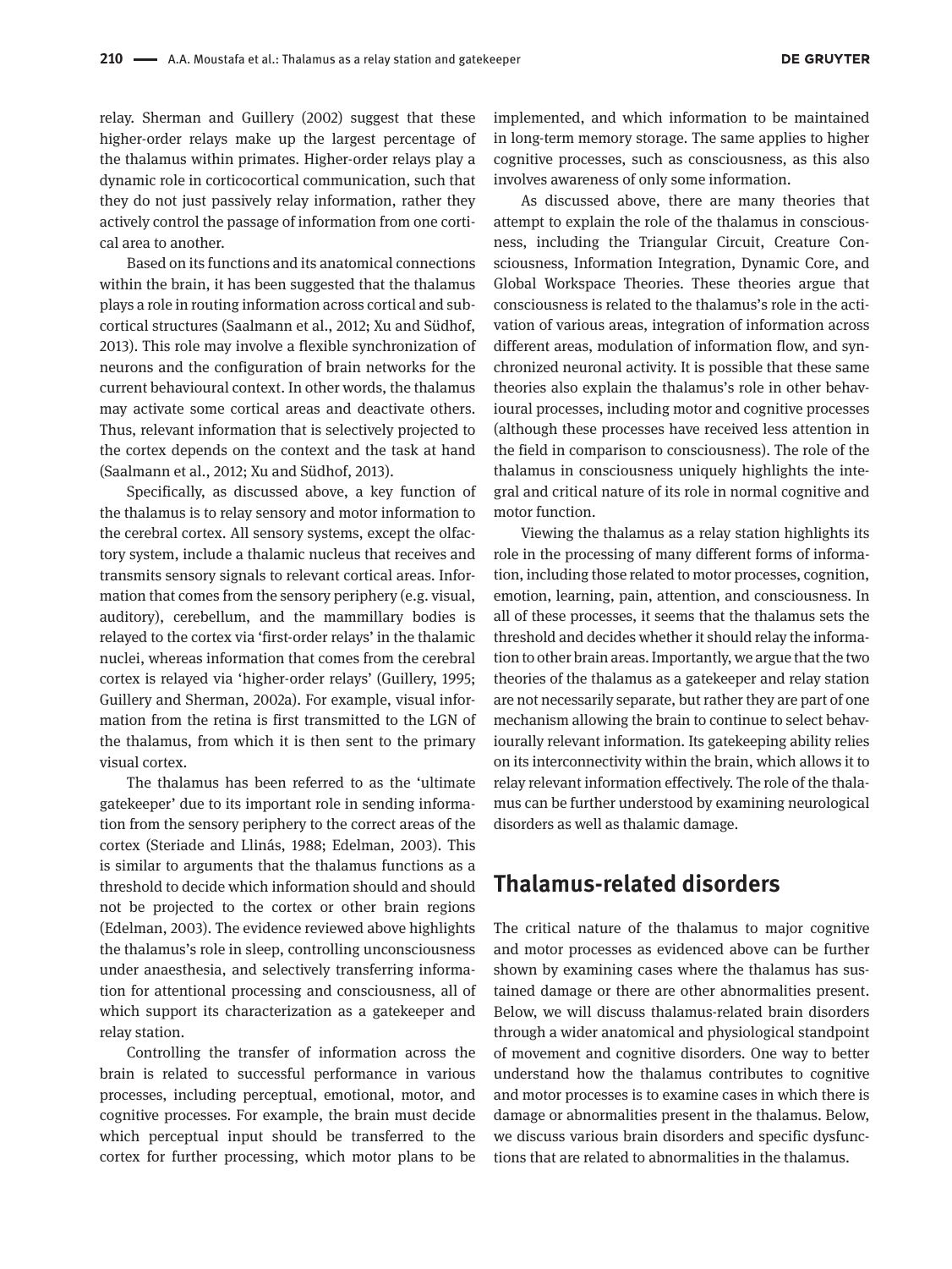relay. Sherman and Guillery (2002) suggest that these higher-order relays make up the largest percentage of the thalamus within primates. Higher-order relays play a dynamic role in corticocortical communication, such that they do not just passively relay information, rather they actively control the passage of information from one cortical area to another.

Based on its functions and its anatomical connections within the brain, it has been suggested that the thalamus plays a role in routing information across cortical and subcortical structures (Saalmann et al., 2012; Xu and Südhof, 2013). This role may involve a flexible synchronization of neurons and the configuration of brain networks for the current behavioural context. In other words, the thalamus may activate some cortical areas and deactivate others. Thus, relevant information that is selectively projected to the cortex depends on the context and the task at hand (Saalmann et al., 2012; Xu and Südhof, 2013).

Specifically, as discussed above, a key function of the thalamus is to relay sensory and motor information to the cerebral cortex. All sensory systems, except the olfactory system, include a thalamic nucleus that receives and transmits sensory signals to relevant cortical areas. Information that comes from the sensory periphery (e.g. visual, auditory), cerebellum, and the mammillary bodies is relayed to the cortex via 'first-order relays' in the thalamic nuclei, whereas information that comes from the cerebral cortex is relayed via 'higher-order relays' (Guillery, 1995; Guillery and Sherman, 2002a). For example, visual information from the retina is first transmitted to the LGN of the thalamus, from which it is then sent to the primary visual cortex.

The thalamus has been referred to as the 'ultimate gatekeeper' due to its important role in sending information from the sensory periphery to the correct areas of the cortex (Steriade and Llinás, 1988; Edelman, 2003). This is similar to arguments that the thalamus functions as a threshold to decide which information should and should not be projected to the cortex or other brain regions (Edelman, 2003). The evidence reviewed above highlights the thalamus's role in sleep, controlling unconsciousness under anaesthesia, and selectively transferring information for attentional processing and consciousness, all of which support its characterization as a gatekeeper and relay station.

Controlling the transfer of information across the brain is related to successful performance in various processes, including perceptual, emotional, motor, and cognitive processes. For example, the brain must decide which perceptual input should be transferred to the cortex for further processing, which motor plans to be implemented, and which information to be maintained in long-term memory storage. The same applies to higher cognitive processes, such as consciousness, as this also involves awareness of only some information.

As discussed above, there are many theories that attempt to explain the role of the thalamus in consciousness, including the Triangular Circuit, Creature Consciousness, Information Integration, Dynamic Core, and Global Workspace Theories. These theories argue that consciousness is related to the thalamus's role in the activation of various areas, integration of information across different areas, modulation of information flow, and synchronized neuronal activity. It is possible that these same theories also explain the thalamus's role in other behavioural processes, including motor and cognitive processes (although these processes have received less attention in the field in comparison to consciousness). The role of the thalamus in consciousness uniquely highlights the integral and critical nature of its role in normal cognitive and motor function.

Viewing the thalamus as a relay station highlights its role in the processing of many different forms of information, including those related to motor processes, cognition, emotion, learning, pain, attention, and consciousness. In all of these processes, it seems that the thalamus sets the threshold and decides whether it should relay the information to other brain areas. Importantly, we argue that the two theories of the thalamus as a gatekeeper and relay station are not necessarily separate, but rather they are part of one mechanism allowing the brain to continue to select behaviourally relevant information. Its gatekeeping ability relies on its interconnectivity within the brain, which allows it to relay relevant information effectively. The role of the thalamus can be further understood by examining neurological disorders as well as thalamic damage.

## Thalamus-related disorders

The critical nature of the thalamus to major cognitive and motor processes as evidenced above can be further shown by examining cases where the thalamus has sustained damage or there are other abnormalities present. Below, we will discuss thalamus-related brain disorders through a wider anatomical and physiological standpoint of movement and cognitive disorders. One way to better understand how the thalamus contributes to cognitive and motor processes is to examine cases in which there is damage or abnormalities present in the thalamus. Below, we discuss various brain disorders and specific dysfunctions that are related to abnormalities in the thalamus.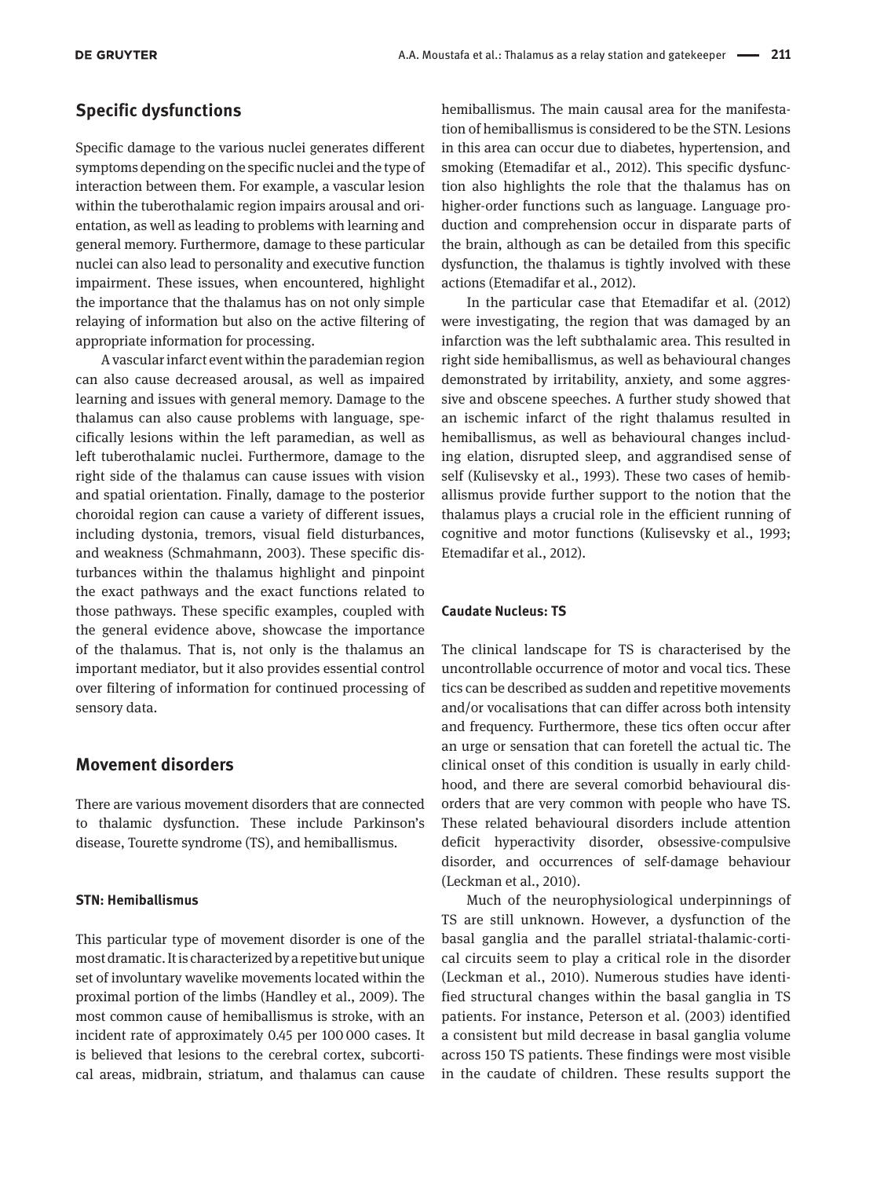## Specific dysfunctions

Specific damage to the various nuclei generates different symptoms depending on the specific nuclei and the type of interaction between them. For example, a vascular lesion within the tuberothalamic region impairs arousal and orientation, as well as leading to problems with learning and general memory. Furthermore, damage to these particular nuclei can also lead to personality and executive function impairment. These issues, when encountered, highlight the importance that the thalamus has on not only simple relaying of information but also on the active filtering of appropriate information for processing.

A vascular infarct event within the parademian region can also cause decreased arousal, as well as impaired learning and issues with general memory. Damage to the thalamus can also cause problems with language, specifically lesions within the left paramedian, as well as left tuberothalamic nuclei. Furthermore, damage to the right side of the thalamus can cause issues with vision and spatial orientation. Finally, damage to the posterior choroidal region can cause a variety of different issues, including dystonia, tremors, visual field disturbances, and weakness (Schmahmann, 2003). These specific disturbances within the thalamus highlight and pinpoint the exact pathways and the exact functions related to those pathways. These specific examples, coupled with the general evidence above, showcase the importance of the thalamus. That is, not only is the thalamus an important mediator, but it also provides essential control over filtering of information for continued processing of sensory data.

## Movement disorders

There are various movement disorders that are connected to thalamic dysfunction. These include Parkinson's disease, Tourette syndrome (TS), and hemiballismus.

### STN: Hemiballismus

This particular type of movement disorder is one of the most dramatic. It is characterized by a repetitive but unique set of involuntary wavelike movements located within the proximal portion of the limbs (Handley et al., 2009). The most common cause of hemiballismus is stroke, with an incident rate of approximately 0.45 per 100 000 cases. It is believed that lesions to the cerebral cortex, subcortical areas, midbrain, striatum, and thalamus can cause hemiballismus. The main causal area for the manifestation of hemiballismus is considered to be the STN. Lesions in this area can occur due to diabetes, hypertension, and smoking (Etemadifar et al., 2012). This specific dysfunction also highlights the role that the thalamus has on higher-order functions such as language. Language production and comprehension occur in disparate parts of the brain, although as can be detailed from this specific dysfunction, the thalamus is tightly involved with these actions (Etemadifar et al., 2012).

In the particular case that Etemadifar et al. (2012) were investigating, the region that was damaged by an infarction was the left subthalamic area. This resulted in right side hemiballismus, as well as behavioural changes demonstrated by irritability, anxiety, and some aggressive and obscene speeches. A further study showed that an ischemic infarct of the right thalamus resulted in hemiballismus, as well as behavioural changes including elation, disrupted sleep, and aggrandised sense of self (Kulisevsky et al., 1993). These two cases of hemiballismus provide further support to the notion that the thalamus plays a crucial role in the efficient running of cognitive and motor functions (Kulisevsky et al., 1993; Etemadifar et al., 2012).

### Caudate Nucleus: TS

The clinical landscape for TS is characterised by the uncontrollable occurrence of motor and vocal tics. These tics can be described as sudden and repetitive movements and/or vocalisations that can differ across both intensity and frequency. Furthermore, these tics often occur after an urge or sensation that can foretell the actual tic. The clinical onset of this condition is usually in early childhood, and there are several comorbid behavioural disorders that are very common with people who have TS. These related behavioural disorders include attention deficit hyperactivity disorder, obsessive-compulsive disorder, and occurrences of self-damage behaviour (Leckman et al., 2010).

Much of the neurophysiological underpinnings of TS are still unknown. However, a dysfunction of the basal ganglia and the parallel striatal-thalamic-cortical circuits seem to play a critical role in the disorder (Leckman et al., 2010). Numerous studies have identified structural changes within the basal ganglia in TS patients. For instance, Peterson et al. (2003) identified a consistent but mild decrease in basal ganglia volume across 150 TS patients. These findings were most visible in the caudate of children. These results support the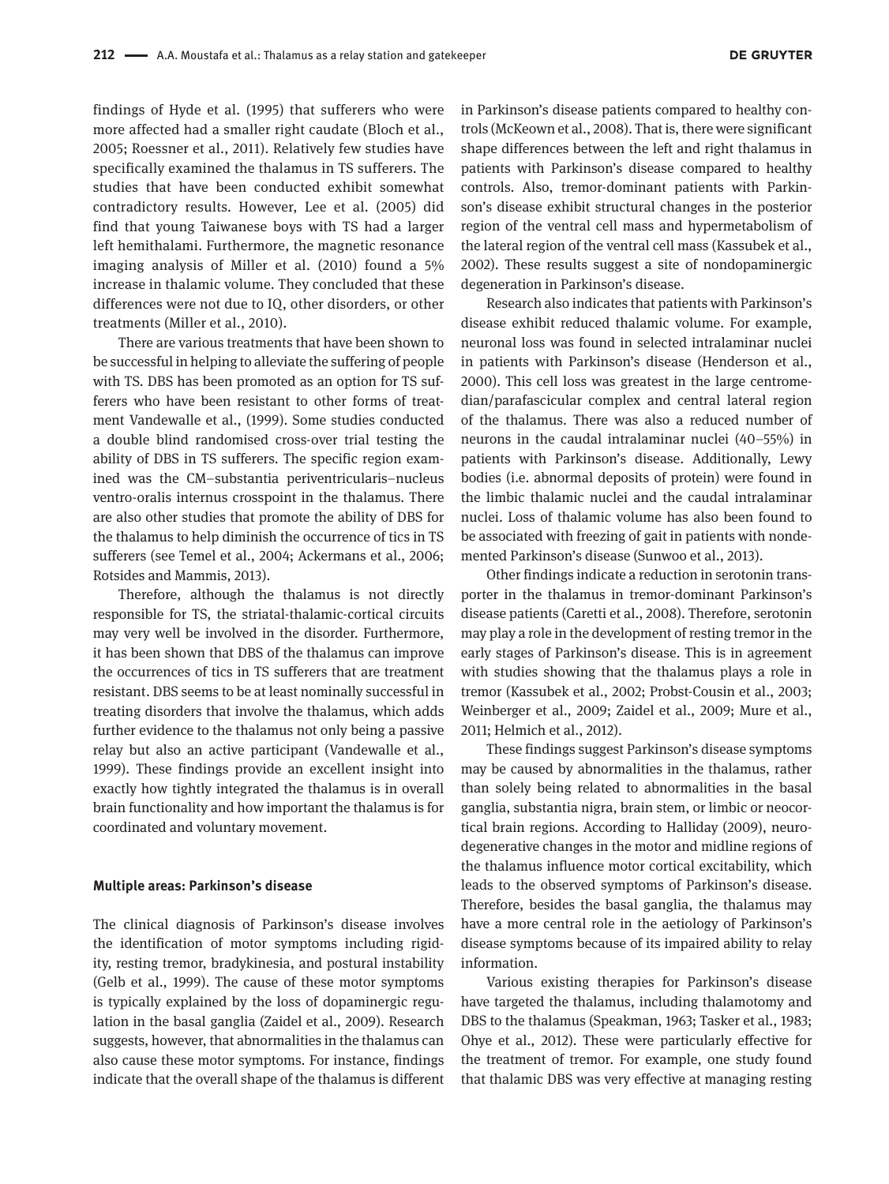findings of Hyde et al. (1995) that sufferers who were more affected had a smaller right caudate (Bloch et al., 2005; Roessner et al., 2011). Relatively few studies have specifically examined the thalamus in TS sufferers. The studies that have been conducted exhibit somewhat contradictory results. However, Lee et al. (2005) did find that young Taiwanese boys with TS had a larger left hemithalami. Furthermore, the magnetic resonance imaging analysis of Miller et al. (2010) found a 5% increase in thalamic volume. They concluded that these differences were not due to IQ, other disorders, or other treatments (Miller et al., 2010).

There are various treatments that have been shown to be successful in helping to alleviate the suffering of people with TS. DBS has been promoted as an option for TS sufferers who have been resistant to other forms of treatment Vandewalle et al., (1999). Some studies conducted a double blind randomised cross-over trial testing the ability of DBS in TS sufferers. The specific region examined was the CM–substantia periventricularis–nucleus ventro-oralis internus crosspoint in the thalamus. There are also other studies that promote the ability of DBS for the thalamus to help diminish the occurrence of tics in TS sufferers (see Temel et al., 2004; Ackermans et al., 2006; Rotsides and Mammis, 2013).

Therefore, although the thalamus is not directly responsible for TS, the striatal-thalamic-cortical circuits may very well be involved in the disorder. Furthermore, it has been shown that DBS of the thalamus can improve the occurrences of tics in TS sufferers that are treatment resistant. DBS seems to be at least nominally successful in treating disorders that involve the thalamus, which adds further evidence to the thalamus not only being a passive relay but also an active participant (Vandewalle et al., 1999). These findings provide an excellent insight into exactly how tightly integrated the thalamus is in overall brain functionality and how important the thalamus is for coordinated and voluntary movement.

#### Multiple areas: Parkinson's disease

The clinical diagnosis of Parkinson's disease involves the identification of motor symptoms including rigidity, resting tremor, bradykinesia, and postural instability (Gelb et al., 1999). The cause of these motor symptoms is typically explained by the loss of dopaminergic regulation in the basal ganglia (Zaidel et al., 2009). Research suggests, however, that abnormalities in the thalamus can also cause these motor symptoms. For instance, findings indicate that the overall shape of the thalamus is different in Parkinson's disease patients compared to healthy controls (McKeown et al., 2008). That is, there were significant shape differences between the left and right thalamus in patients with Parkinson's disease compared to healthy controls. Also, tremor-dominant patients with Parkinson's disease exhibit structural changes in the posterior region of the ventral cell mass and hypermetabolism of the lateral region of the ventral cell mass (Kassubek et al., 2002). These results suggest a site of nondopaminergic degeneration in Parkinson's disease.

Research also indicates that patients with Parkinson's disease exhibit reduced thalamic volume. For example, neuronal loss was found in selected intralaminar nuclei in patients with Parkinson's disease (Henderson et al., 2000). This cell loss was greatest in the large centromedian/parafascicular complex and central lateral region of the thalamus. There was also a reduced number of neurons in the caudal intralaminar nuclei (40–55%) in patients with Parkinson's disease. Additionally, Lewy bodies (i.e. abnormal deposits of protein) were found in the limbic thalamic nuclei and the caudal intralaminar nuclei. Loss of thalamic volume has also been found to be associated with freezing of gait in patients with nondemented Parkinson's disease (Sunwoo et al., 2013).

Other findings indicate a reduction in serotonin transporter in the thalamus in tremor-dominant Parkinson's disease patients (Caretti et al., 2008). Therefore, serotonin may play a role in the development of resting tremor in the early stages of Parkinson's disease. This is in agreement with studies showing that the thalamus plays a role in tremor (Kassubek et al., 2002; Probst-Cousin et al., 2003; Weinberger et al., 2009; Zaidel et al., 2009; Mure et al., 2011; Helmich et al., 2012).

These findings suggest Parkinson's disease symptoms may be caused by abnormalities in the thalamus, rather than solely being related to abnormalities in the basal ganglia, substantia nigra, brain stem, or limbic or neocortical brain regions. According to Halliday (2009), neurodegenerative changes in the motor and midline regions of the thalamus influence motor cortical excitability, which leads to the observed symptoms of Parkinson's disease. Therefore, besides the basal ganglia, the thalamus may have a more central role in the aetiology of Parkinson's disease symptoms because of its impaired ability to relay information.

Various existing therapies for Parkinson's disease have targeted the thalamus, including thalamotomy and DBS to the thalamus (Speakman, 1963; Tasker et al., 1983; Ohye et al., 2012). These were particularly effective for the treatment of tremor. For example, one study found that thalamic DBS was very effective at managing resting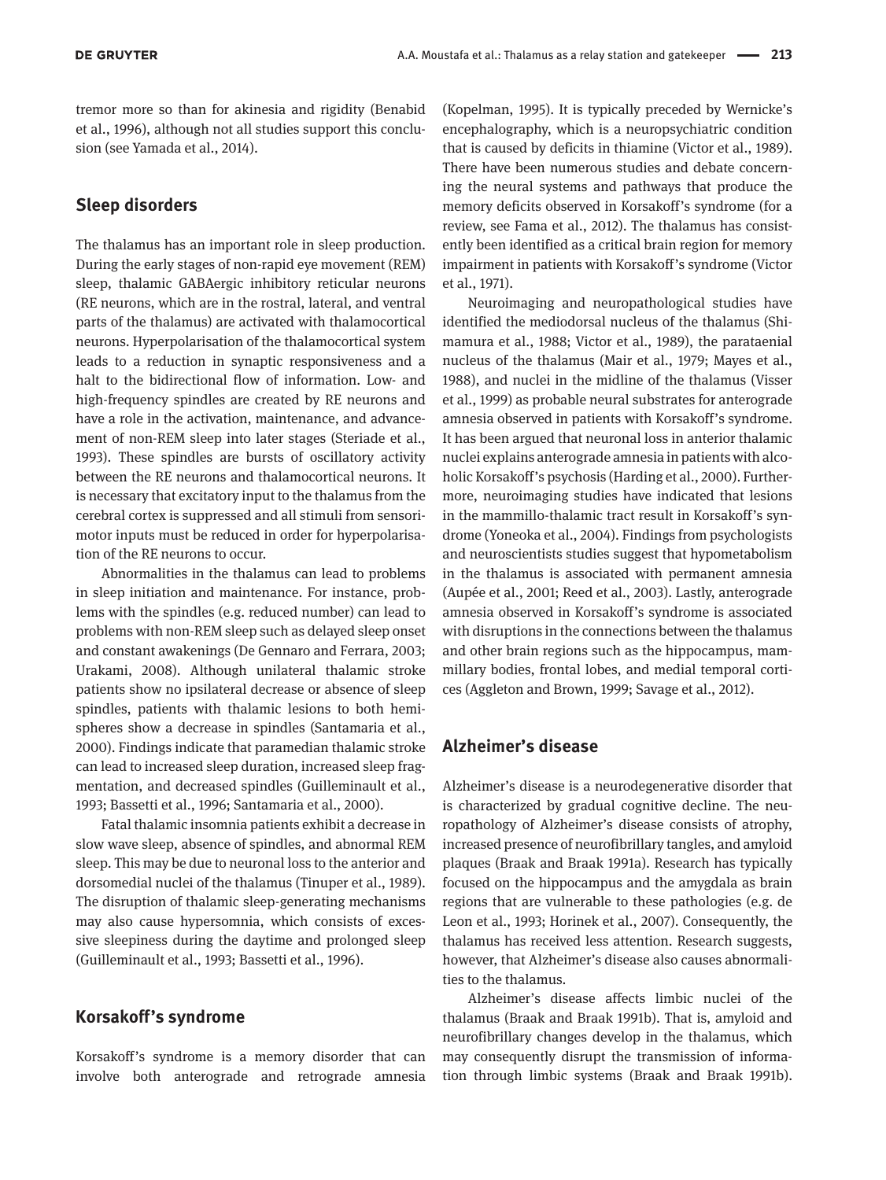tremor more so than for akinesia and rigidity (Benabid et al., 1996), although not all studies support this conclusion (see Yamada et al., 2014).

## Sleep disorders

The thalamus has an important role in sleep production. During the early stages of non-rapid eye movement (REM) sleep, thalamic GABAergic inhibitory reticular neurons (RE neurons, which are in the rostral, lateral, and ventral parts of the thalamus) are activated with thalamocortical neurons. Hyperpolarisation of the thalamocortical system leads to a reduction in synaptic responsiveness and a halt to the bidirectional flow of information. Low- and high-frequency spindles are created by RE neurons and have a role in the activation, maintenance, and advancement of non-REM sleep into later stages (Steriade et al., 1993). These spindles are bursts of oscillatory activity between the RE neurons and thalamocortical neurons. It is necessary that excitatory input to the thalamus from the cerebral cortex is suppressed and all stimuli from sensorimotor inputs must be reduced in order for hyperpolarisation of the RE neurons to occur.

Abnormalities in the thalamus can lead to problems in sleep initiation and maintenance. For instance, problems with the spindles (e.g. reduced number) can lead to problems with non-REM sleep such as delayed sleep onset and constant awakenings (De Gennaro and Ferrara, 2003; Urakami, 2008). Although unilateral thalamic stroke patients show no ipsilateral decrease or absence of sleep spindles, patients with thalamic lesions to both hemispheres show a decrease in spindles (Santamaria et al., 2000). Findings indicate that paramedian thalamic stroke can lead to increased sleep duration, increased sleep fragmentation, and decreased spindles (Guilleminault et al., 1993; Bassetti et al., 1996; Santamaria et al., 2000).

Fatal thalamic insomnia patients exhibit a decrease in slow wave sleep, absence of spindles, and abnormal REM sleep. This may be due to neuronal loss to the anterior and dorsomedial nuclei of the thalamus (Tinuper et al., 1989). The disruption of thalamic sleep-generating mechanisms may also cause hypersomnia, which consists of excessive sleepiness during the daytime and prolonged sleep (Guilleminault et al., 1993; Bassetti et al., 1996).

## Korsakoff's syndrome

Korsakoff's syndrome is a memory disorder that can involve both anterograde and retrograde amnesia (Kopelman, 1995). It is typically preceded by Wernicke's encephalography, which is a neuropsychiatric condition that is caused by deficits in thiamine (Victor et al., 1989). There have been numerous studies and debate concerning the neural systems and pathways that produce the memory deficits observed in Korsakoff's syndrome (for a review, see Fama et al., 2012). The thalamus has consistently been identified as a critical brain region for memory impairment in patients with Korsakoff's syndrome (Victor et al., 1971).

Neuroimaging and neuropathological studies have identified the mediodorsal nucleus of the thalamus (Shimamura et al., 1988; Victor et al., 1989), the parataenial nucleus of the thalamus (Mair et al., 1979; Mayes et al., 1988), and nuclei in the midline of the thalamus (Visser et al., 1999) as probable neural substrates for anterograde amnesia observed in patients with Korsakoff's syndrome. It has been argued that neuronal loss in anterior thalamic nuclei explains anterograde amnesia in patients with alcoholic Korsakoff's psychosis (Harding et al., 2000). Furthermore, neuroimaging studies have indicated that lesions in the mammillo-thalamic tract result in Korsakoff's syndrome (Yoneoka et al., 2004). Findings from psychologists and neuroscientists studies suggest that hypometabolism in the thalamus is associated with permanent amnesia (Aupée et al., 2001; Reed et al., 2003). Lastly, anterograde amnesia observed in Korsakoff's syndrome is associated with disruptions in the connections between the thalamus and other brain regions such as the hippocampus, mammillary bodies, frontal lobes, and medial temporal cortices (Aggleton and Brown, 1999; Savage et al., 2012).

## Alzheimer's disease

Alzheimer's disease is a neurodegenerative disorder that is characterized by gradual cognitive decline. The neuropathology of Alzheimer's disease consists of atrophy, increased presence of neurofibrillary tangles, and amyloid plaques (Braak and Braak 1991a). Research has typically focused on the hippocampus and the amygdala as brain regions that are vulnerable to these pathologies (e.g. de Leon et al., 1993; Horinek et al., 2007). Consequently, the thalamus has received less attention. Research suggests, however, that Alzheimer's disease also causes abnormalities to the thalamus.

Alzheimer's disease affects limbic nuclei of the thalamus (Braak and Braak 1991b). That is, amyloid and neurofibrillary changes develop in the thalamus, which may consequently disrupt the transmission of information through limbic systems (Braak and Braak 1991b).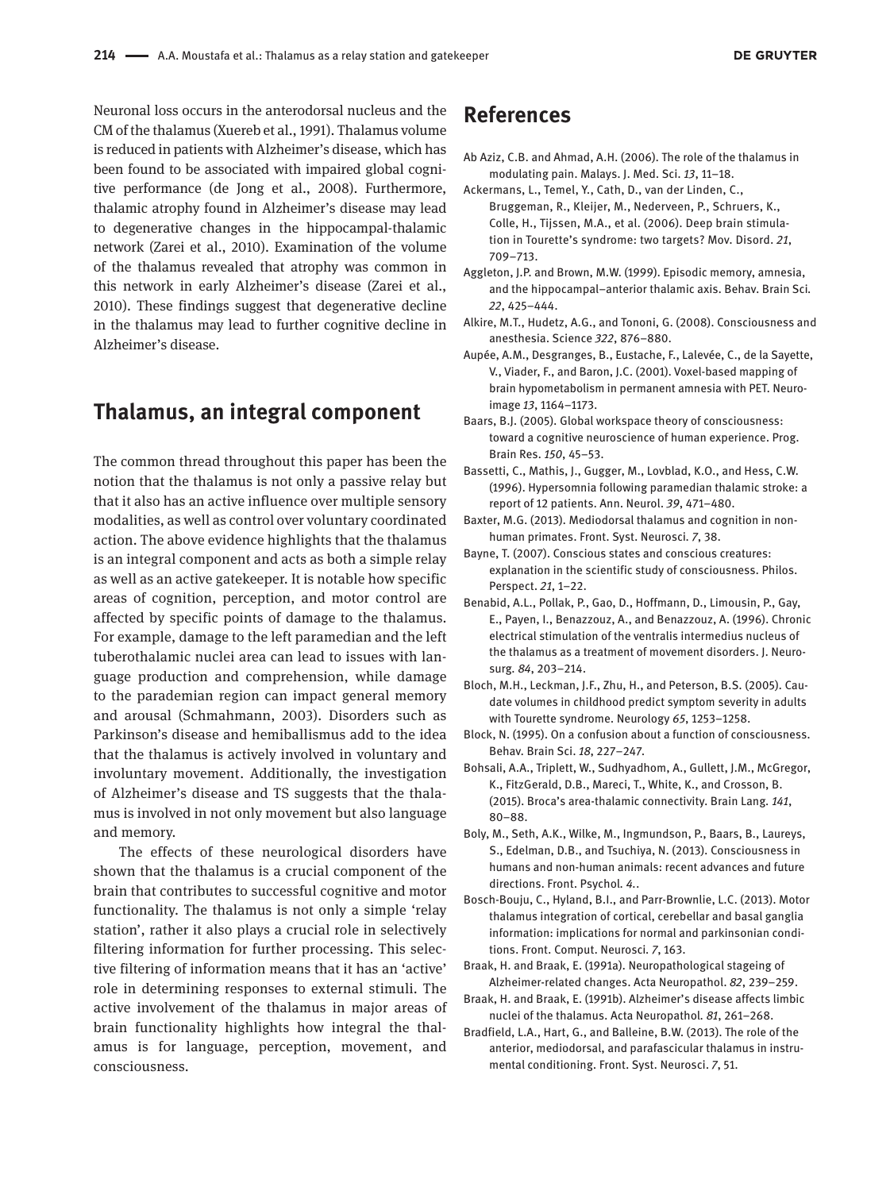Neuronal loss occurs in the anterodorsal nucleus and the CM of the thalamus (Xuereb et al., 1991). Thalamus volume is reduced in patients with Alzheimer's disease, which has been found to be associated with impaired global cognitive performance (de Jong et al., 2008). Furthermore, thalamic atrophy found in Alzheimer's disease may lead to degenerative changes in the hippocampal-thalamic network (Zarei et al., 2010). Examination of the volume of the thalamus revealed that atrophy was common in this network in early Alzheimer's disease (Zarei et al., 2010). These findings suggest that degenerative decline in the thalamus may lead to further cognitive decline in Alzheimer's disease.

## Thalamus, an integral component

The common thread throughout this paper has been the notion that the thalamus is not only a passive relay but that it also has an active influence over multiple sensory modalities, as well as control over voluntary coordinated action. The above evidence highlights that the thalamus is an integral component and acts as both a simple relay as well as an active gatekeeper. It is notable how specific areas of cognition, perception, and motor control are affected by specific points of damage to the thalamus. For example, damage to the left paramedian and the left tuberothalamic nuclei area can lead to issues with language production and comprehension, while damage to the parademian region can impact general memory and arousal (Schmahmann, 2003). Disorders such as Parkinson's disease and hemiballismus add to the idea that the thalamus is actively involved in voluntary and involuntary movement. Additionally, the investigation of Alzheimer's disease and TS suggests that the thalamus is involved in not only movement but also language and memory.

The effects of these neurological disorders have shown that the thalamus is a crucial component of the brain that contributes to successful cognitive and motor functionality. The thalamus is not only a simple 'relay station', rather it also plays a crucial role in selectively filtering information for further processing. This selective filtering of information means that it has an 'active' role in determining responses to external stimuli. The active involvement of the thalamus in major areas of brain functionality highlights how integral the thalamus is for language, perception, movement, and consciousness.

## References

Ab Aziz, C.B. and Ahmad, A.H. (2006). The role of the thalamus in modulating pain. Malays. J. Med. Sci. *13*, 11–18.

Ackermans, L., Temel, Y., Cath, D., van der Linden, C., Bruggeman, R., Kleijer, M., Nederveen, P., Schruers, K., Colle, H., Tijssen, M.A., et al. (2006). Deep brain stimulation in Tourette's syndrome: two targets? Mov. Disord. *21*, 709–713.

Aggleton, J.P. and Brown, M.W. (1999). Episodic memory, amnesia, and the hippocampal–anterior thalamic axis. Behav. Brain Sci. *22*, 425–444.

Alkire, M.T., Hudetz, A.G., and Tononi, G. (2008). Consciousness and anesthesia. Science *322*, 876–880.

Aupée, A.M., Desgranges, B., Eustache, F., Lalevée, C., de la Sayette, V., Viader, F., and Baron, J.C. (2001). Voxel-based mapping of brain hypometabolism in permanent amnesia with PET. Neuroimage *13*, 1164–1173.

Baars, B.J. (2005). Global workspace theory of consciousness: toward a cognitive neuroscience of human experience. Prog. Brain Res. *150*, 45–53.

Bassetti, C., Mathis, J., Gugger, M., Lovblad, K.O., and Hess, C.W. (1996). Hypersomnia following paramedian thalamic stroke: a report of 12 patients. Ann. Neurol. *39*, 471–480.

Baxter, M.G. (2013). Mediodorsal thalamus and cognition in non-human primates. Front. Syst. Neurosci. *7*, 38.

Bayne, T. (2007). Conscious states and conscious creatures: explanation in the scientific study of consciousness. Philos. Perspect. *21*, 1–22.

Benabid, A.L., Pollak, P., Gao, D., Hoffmann, D., Limousin, P., Gay, E., Payen, I., Benazzouz, A., and Benazzouz, A. (1996). Chronic electrical stimulation of the ventralis intermedius nucleus of the thalamus as a treatment of movement disorders. J. Neurosurg. *84*, 203–214.

Bloch, M.H., Leckman, J.F., Zhu, H., and Peterson, B.S. (2005). Caudate volumes in childhood predict symptom severity in adults with Tourette syndrome. Neurology *65*, 1253–1258.

Block, N. (1995). On a confusion about a function of consciousness. Behav. Brain Sci. *18*, 227–247.

Bohsali, A.A., Triplett, W., Sudhyadhom, A., Gullett, J.M., McGregor, K., FitzGerald, D.B., Mareci, T., White, K., and Crosson, B. (2015). Broca's area-thalamic connectivity. Brain Lang. *141*, 80–88.

Boly, M., Seth, A.K., Wilke, M., Ingmundson, P., Baars, B., Laureys, S., Edelman, D.B., and Tsuchiya, N. (2013). Consciousness in humans and non-human animals: recent advances and future directions. Front. Psychol. *4*..

Bosch-Bouju, C., Hyland, B.I., and Parr-Brownlie, L.C. (2013). Motor thalamus integration of cortical, cerebellar and basal ganglia information: implications for normal and parkinsonian conditions. Front. Comput. Neurosci. *7*, 163.

Braak, H. and Braak, E. (1991a). Neuropathological stageing of Alzheimer-related changes. Acta Neuropathol. *82*, 239–259.

Braak, H. and Braak, E. (1991b). Alzheimer's disease affects limbic nuclei of the thalamus. Acta Neuropathol. *81*, 261–268.

Bradfield, L.A., Hart, G., and Balleine, B.W. (2013). The role of the anterior, mediodorsal, and parafascicular thalamus in instrumental conditioning. Front. Syst. Neurosci. *7*, 51.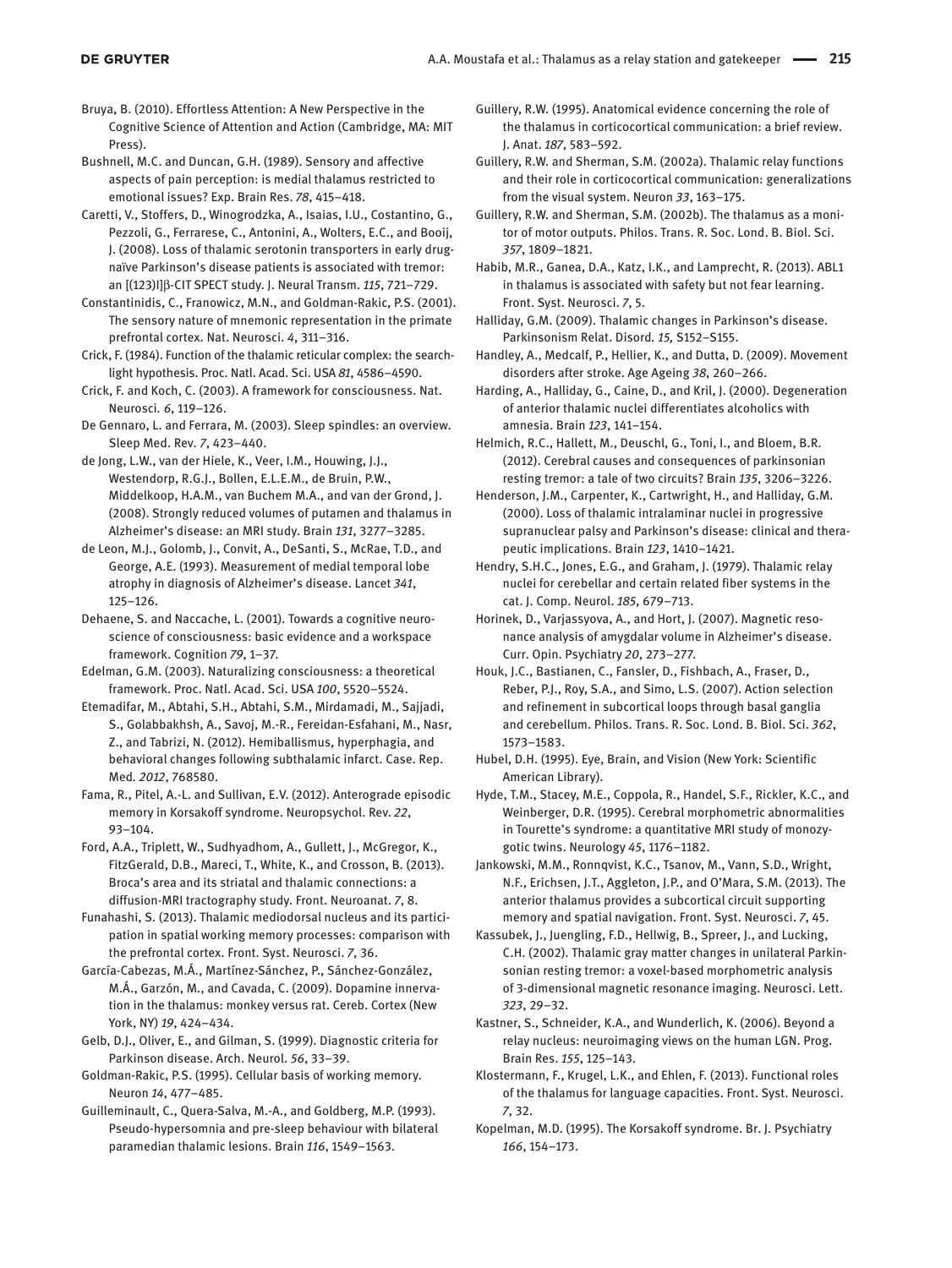Bruya, B. (2010). Effortless Attention: A New Perspective in the Cognitive Science of Attention and Action (Cambridge, MA: MIT Press).

Bushnell, M.C. and Duncan, G.H. (1989). Sensory and affective aspects of pain perception: is medial thalamus restricted to emotional issues? Exp. Brain Res. *78*, 415–418.

Caretti, V., Stoffers, D., Winogrodzka, A., Isaias, I.U., Costantino, G., Pezzoli, G., Ferrarese, C., Antonini, A., Wolters, E.C., and Booij, J. (2008). Loss of thalamic serotonin transporters in early drug-naïve Parkinson's disease patients is associated with tremor: an [(123)I]β-CIT SPECT study. J. Neural Transm. *115*, 721–729.

Constantinidis, C., Franowicz, M.N., and Goldman-Rakic, P.S. (2001). The sensory nature of mnemonic representation in the primate prefrontal cortex. Nat. Neurosci. *4*, 311–316.

Crick, F. (1984). Function of the thalamic reticular complex: the searchlight hypothesis. Proc. Natl. Acad. Sci. USA *81*, 4586–4590.

Crick, F. and Koch, C. (2003). A framework for consciousness. Nat. Neurosci. *6*, 119–126.

De Gennaro, L. and Ferrara, M. (2003). Sleep spindles: an overview. Sleep Med. Rev. *7*, 423–440.

de Jong, L.W., van der Hiele, K., Veer, I.M., Houwing, J.J., Westendorp, R.G.J., Bollen, E.L.E.M., de Bruin, P.W., Middelkoop, H.A.M., van Buchem M.A., and van der Grond, J. (2008). Strongly reduced volumes of putamen and thalamus in Alzheimer's disease: an MRI study. Brain *131*, 3277–3285.

de Leon, M.J., Golomb, J., Convit, A., DeSanti, S., McRae, T.D., and George, A.E. (1993). Measurement of medial temporal lobe atrophy in diagnosis of Alzheimer's disease. Lancet *341*, 125–126.

Dehaene, S. and Naccache, L. (2001). Towards a cognitive neuroscience of consciousness: basic evidence and a workspace framework. Cognition *79*, 1–37.

Edelman, G.M. (2003). Naturalizing consciousness: a theoretical framework. Proc. Natl. Acad. Sci. USA *100*, 5520–5524.

Etemadifar, M., Abtahi, S.H., Abtahi, S.M., Mirdamadi, M., Sajjadi, S., Golabbakhsh, A., Savoj, M.-R., Fereidan-Esfahani, M., Nasr, Z., and Tabrizi, N. (2012). Hemiballismus, hyperphagia, and behavioral changes following subthalamic infarct. Case. Rep. Med. *2012*, 768580.

Fama, R., Pitel, A.-L. and Sullivan, E.V. (2012). Anterograde episodic memory in Korsakoff syndrome. Neuropsychol. Rev. *22*, 93–104.

Ford, A.A., Triplett, W., Sudhyadhom, A., Gullett, J., McGregor, K., FitzGerald, D.B., Mareci, T., White, K., and Crosson, B. (2013). Broca's area and its striatal and thalamic connections: a diffusion-MRI tractography study. Front. Neuroanat. *7*, 8.

Funahashi, S. (2013). Thalamic mediodorsal nucleus and its participation in spatial working memory processes: comparison with the prefrontal cortex. Front. Syst. Neurosci. *7*, 36.

García-Cabezas, M.Á., Martínez-Sánchez, P., Sánchez-González, M.Á., Garzón, M., and Cavada, C. (2009). Dopamine innervation in the thalamus: monkey versus rat. Cereb. Cortex (New York, NY) *19*, 424–434.

Gelb, D.J., Oliver, E., and Gilman, S. (1999). Diagnostic criteria for Parkinson disease. Arch. Neurol. *56*, 33–39.

Goldman-Rakic, P.S. (1995). Cellular basis of working memory. Neuron *14*, 477–485.

Guilleminault, C., Quera-Salva, M.-A., and Goldberg, M.P. (1993). Pseudo-hypersomnia and pre-sleep behaviour with bilateral paramedian thalamic lesions. Brain *116*, 1549–1563.

Guillery, R.W. (1995). Anatomical evidence concerning the role of the thalamus in corticocortical communication: a brief review. J. Anat. *187*, 583–592.

Guillery, R.W. and Sherman, S.M. (2002a). Thalamic relay functions and their role in corticocortical communication: generalizations from the visual system. Neuron *33*, 163–175.

Guillery, R.W. and Sherman, S.M. (2002b). The thalamus as a monitor of motor outputs. Philos. Trans. R. Soc. Lond. B. Biol. Sci. *357*, 1809–1821.

Habib, M.R., Ganea, D.A., Katz, I.K., and Lamprecht, R. (2013). ABL1 in thalamus is associated with safety but not fear learning. Front. Syst. Neurosci. *7*, 5.

Halliday, G.M. (2009). Thalamic changes in Parkinson's disease. Parkinsonism Relat. Disord. *15,* S152–S155.

Handley, A., Medcalf, P., Hellier, K., and Dutta, D. (2009). Movement disorders after stroke. Age Ageing *38*, 260–266.

Harding, A., Halliday, G., Caine, D., and Kril, J. (2000). Degeneration of anterior thalamic nuclei differentiates alcoholics with amnesia. Brain *123*, 141–154.

Helmich, R.C., Hallett, M., Deuschl, G., Toni, I., and Bloem, B.R. (2012). Cerebral causes and consequences of parkinsonian resting tremor: a tale of two circuits? Brain *135*, 3206–3226.

Henderson, J.M., Carpenter, K., Cartwright, H., and Halliday, G.M. (2000). Loss of thalamic intralaminar nuclei in progressive supranuclear palsy and Parkinson's disease: clinical and therapeutic implications. Brain *123*, 1410–1421.

Hendry, S.H.C., Jones, E.G., and Graham, J. (1979). Thalamic relay nuclei for cerebellar and certain related fiber systems in the cat. J. Comp. Neurol. *185*, 679–713.

Horinek, D., Varjassyova, A., and Hort, J. (2007). Magnetic resonance analysis of amygdalar volume in Alzheimer's disease. Curr. Opin. Psychiatry *20*, 273–277.

Houk, J.C., Bastianen, C., Fansler, D., Fishbach, A., Fraser, D., Reber, P.J., Roy, S.A., and Simo, L.S. (2007). Action selection and refinement in subcortical loops through basal ganglia and cerebellum. Philos. Trans. R. Soc. Lond. B. Biol. Sci. *362*, 1573–1583.

Hubel, D.H. (1995). Eye, Brain, and Vision (New York: Scientific American Library).

Hyde, T.M., Stacey, M.E., Coppola, R., Handel, S.F., Rickler, K.C., and Weinberger, D.R. (1995). Cerebral morphometric abnormalities in Tourette's syndrome: a quantitative MRI study of monozygotic twins. Neurology *45*, 1176–1182.

Jankowski, M.M., Ronnqvist, K.C., Tsanov, M., Vann, S.D., Wright, N.F., Erichsen, J.T., Aggleton, J.P., and O'Mara, S.M. (2013). The anterior thalamus provides a subcortical circuit supporting memory and spatial navigation. Front. Syst. Neurosci. *7*, 45.

Kassubek, J., Juengling, F.D., Hellwig, B., Spreer, J., and Lucking, C.H. (2002). Thalamic gray matter changes in unilateral Parkinsonian resting tremor: a voxel-based morphometric analysis of 3-dimensional magnetic resonance imaging. Neurosci. Lett. *323*, 29–32.

Kastner, S., Schneider, K.A., and Wunderlich, K. (2006). Beyond a relay nucleus: neuroimaging views on the human LGN. Prog. Brain Res. *155*, 125–143.

Klostermann, F., Krugel, L.K., and Ehlen, F. (2013). Functional roles of the thalamus for language capacities. Front. Syst. Neurosci. *7*, 32.

Kopelman, M.D. (1995). The Korsakoff syndrome. Br. J. Psychiatry *166*, 154–173.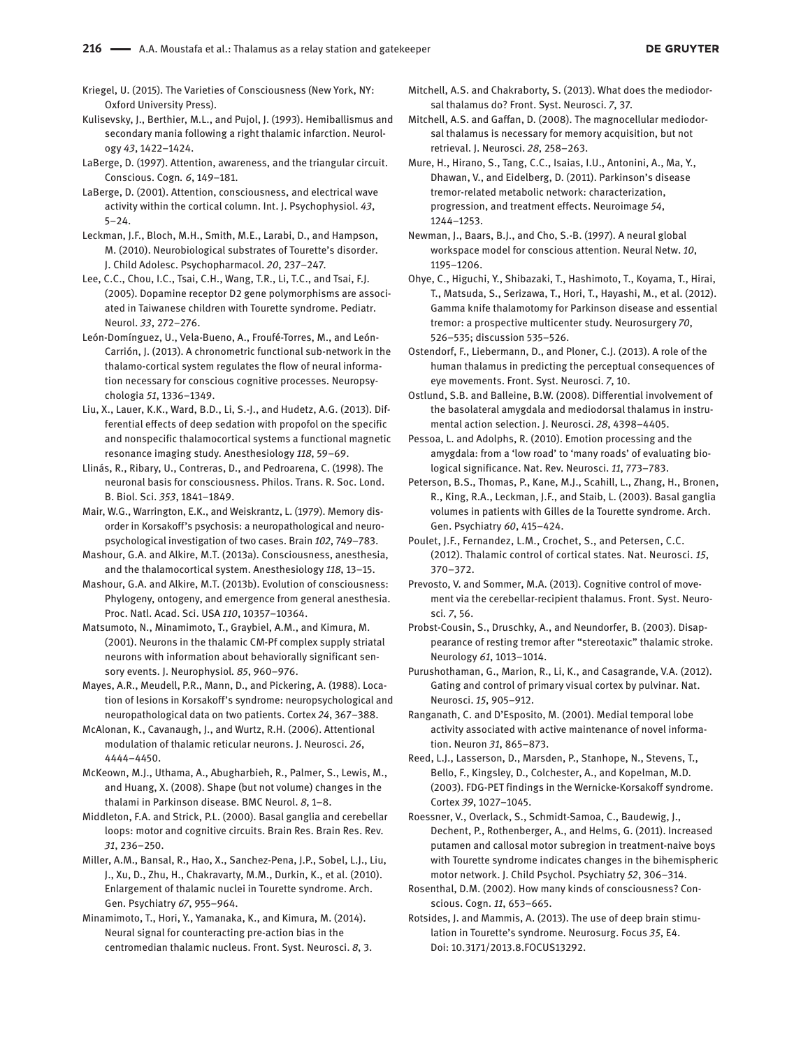Kriegel, U. (2015). The Varieties of Consciousness (New York, NY: Oxford University Press).

Kulisevsky, J., Berthier, M.L., and Pujol, J. (1993). Hemiballismus and secondary mania following a right thalamic infarction. Neurology *43*, 1422–1424.

LaBerge, D. (1997). Attention, awareness, and the triangular circuit. Conscious. Cogn. *6*, 149–181.

LaBerge, D. (2001). Attention, consciousness, and electrical wave activity within the cortical column. Int. J. Psychophysiol. *43*, 5–24.

Leckman, J.F., Bloch, M.H., Smith, M.E., Larabi, D., and Hampson, M. (2010). Neurobiological substrates of Tourette's disorder. J. Child Adolesc. Psychopharmacol. *20*, 237–247.

Lee, C.C., Chou, I.C., Tsai, C.H., Wang, T.R., Li, T.C., and Tsai, F.J. (2005). Dopamine receptor D2 gene polymorphisms are associated in Taiwanese children with Tourette syndrome. Pediatr. Neurol. *33*, 272–276.

León-Domínguez, U., Vela-Bueno, A., Froufé-Torres, M., and León-Carrión, J. (2013). A chronometric functional sub-network in the thalamo-cortical system regulates the flow of neural information necessary for conscious cognitive processes. Neuropsychologia *51*, 1336–1349.

Liu, X., Lauer, K.K., Ward, B.D., Li, S.-J., and Hudetz, A.G. (2013). Differential effects of deep sedation with propofol on the specific and nonspecific thalamocortical systems a functional magnetic resonance imaging study. Anesthesiology *118*, 59–69.

Llinás, R., Ribary, U., Contreras, D., and Pedroarena, C. (1998). The neuronal basis for consciousness. Philos. Trans. R. Soc. Lond. B. Biol. Sci. *353*, 1841–1849.

Mair, W.G., Warrington, E.K., and Weiskrantz, L. (1979). Memory disorder in Korsakoff's psychosis: a neuropathological and neuropsychological investigation of two cases. Brain *102*, 749–783.

Mashour, G.A. and Alkire, M.T. (2013a). Consciousness, anesthesia, and the thalamocortical system. Anesthesiology *118*, 13–15.

Mashour, G.A. and Alkire, M.T. (2013b). Evolution of consciousness: Phylogeny, ontogeny, and emergence from general anesthesia. Proc. Natl. Acad. Sci. USA *110*, 10357–10364.

Matsumoto, N., Minamimoto, T., Graybiel, A.M., and Kimura, M. (2001). Neurons in the thalamic CM-Pf complex supply striatal neurons with information about behaviorally significant sensory events. J. Neurophysiol. *85*, 960–976.

Mayes, A.R., Meudell, P.R., Mann, D., and Pickering, A. (1988). Location of lesions in Korsakoff's syndrome: neuropsychological and neuropathological data on two patients. Cortex *24*, 367–388.

McAlonan, K., Cavanaugh, J., and Wurtz, R.H. (2006). Attentional modulation of thalamic reticular neurons. J. Neurosci. *26*, 4444–4450.

McKeown, M.J., Uthama, A., Abugharbieh, R., Palmer, S., Lewis, M., and Huang, X. (2008). Shape (but not volume) changes in the thalami in Parkinson disease. BMC Neurol. *8*, 1–8.

Middleton, F.A. and Strick, P.L. (2000). Basal ganglia and cerebellar loops: motor and cognitive circuits. Brain Res. Brain Res. Rev. *31*, 236–250.

Miller, A.M., Bansal, R., Hao, X., Sanchez-Pena, J.P., Sobel, L.J., Liu, J., Xu, D., Zhu, H., Chakravarty, M.M., Durkin, K., et al. (2010). Enlargement of thalamic nuclei in Tourette syndrome. Arch. Gen. Psychiatry *67*, 955–964.

Minamimoto, T., Hori, Y., Yamanaka, K., and Kimura, M. (2014). Neural signal for counteracting pre-action bias in the centromedian thalamic nucleus. Front. Syst. Neurosci. *8*, 3.

Mitchell, A.S. and Chakraborty, S. (2013). What does the mediodorsal thalamus do? Front. Syst. Neurosci. *7*, 37.

Mitchell, A.S. and Gaffan, D. (2008). The magnocellular mediodorsal thalamus is necessary for memory acquisition, but not retrieval. J. Neurosci. *28*, 258–263.

Mure, H., Hirano, S., Tang, C.C., Isaias, I.U., Antonini, A., Ma, Y., Dhawan, V., and Eidelberg, D. (2011). Parkinson's disease tremor-related metabolic network: characterization, progression, and treatment effects. Neuroimage *54*, 1244–1253.

Newman, J., Baars, B.J., and Cho, S.-B. (1997). A neural global workspace model for conscious attention. Neural Netw. *10*, 1195–1206.

Ohye, C., Higuchi, Y., Shibazaki, T., Hashimoto, T., Koyama, T., Hirai, T., Matsuda, S., Serizawa, T., Hori, T., Hayashi, M., et al. (2012). Gamma knife thalamotomy for Parkinson disease and essential tremor: a prospective multicenter study. Neurosurgery *70*, 526–535; discussion 535–526.

Ostendorf, F., Liebermann, D., and Ploner, C.J. (2013). A role of the human thalamus in predicting the perceptual consequences of eye movements. Front. Syst. Neurosci. *7*, 10.

Ostlund, S.B. and Balleine, B.W. (2008). Differential involvement of the basolateral amygdala and mediodorsal thalamus in instrumental action selection. J. Neurosci. *28*, 4398–4405.

Pessoa, L. and Adolphs, R. (2010). Emotion processing and the amygdala: from a 'low road' to 'many roads' of evaluating biological significance. Nat. Rev. Neurosci. *11*, 773–783.

Peterson, B.S., Thomas, P., Kane, M.J., Scahill, L., Zhang, H., Bronen, R., King, R.A., Leckman, J.F., and Staib, L. (2003). Basal ganglia volumes in patients with Gilles de la Tourette syndrome. Arch. Gen. Psychiatry *60*, 415–424.

Poulet, J.F., Fernandez, L.M., Crochet, S., and Petersen, C.C. (2012). Thalamic control of cortical states. Nat. Neurosci. *15*, 370–372.

Prevosto, V. and Sommer, M.A. (2013). Cognitive control of movement via the cerebellar-recipient thalamus. Front. Syst. Neurosci. *7*, 56.

Probst-Cousin, S., Druschky, A., and Neundorfer, B. (2003). Disappearance of resting tremor after "stereotaxic" thalamic stroke. Neurology *61*, 1013–1014.

Purushothaman, G., Marion, R., Li, K., and Casagrande, V.A. (2012). Gating and control of primary visual cortex by pulvinar. Nat. Neurosci. *15*, 905–912.

Ranganath, C. and D'Esposito, M. (2001). Medial temporal lobe activity associated with active maintenance of novel information. Neuron *31*, 865–873.

Reed, L.J., Lasserson, D., Marsden, P., Stanhope, N., Stevens, T., Bello, F., Kingsley, D., Colchester, A., and Kopelman, M.D. (2003). FDG-PET findings in the Wernicke-Korsakoff syndrome. Cortex *39*, 1027–1045.

Roessner, V., Overlack, S., Schmidt-Samoa, C., Baudewig, J., Dechent, P., Rothenberger, A., and Helms, G. (2011). Increased putamen and callosal motor subregion in treatment-naive boys with Tourette syndrome indicates changes in the bihemispheric motor network. J. Child Psychol. Psychiatry *52*, 306–314.

Rosenthal, D.M. (2002). How many kinds of consciousness? Conscious. Cogn. *11*, 653–665.

Rotsides, J. and Mammis, A. (2013). The use of deep brain stimulation in Tourette's syndrome. Neurosurg. Focus *35*, E4. Doi: 10.3171/2013.8.FOCUS13292.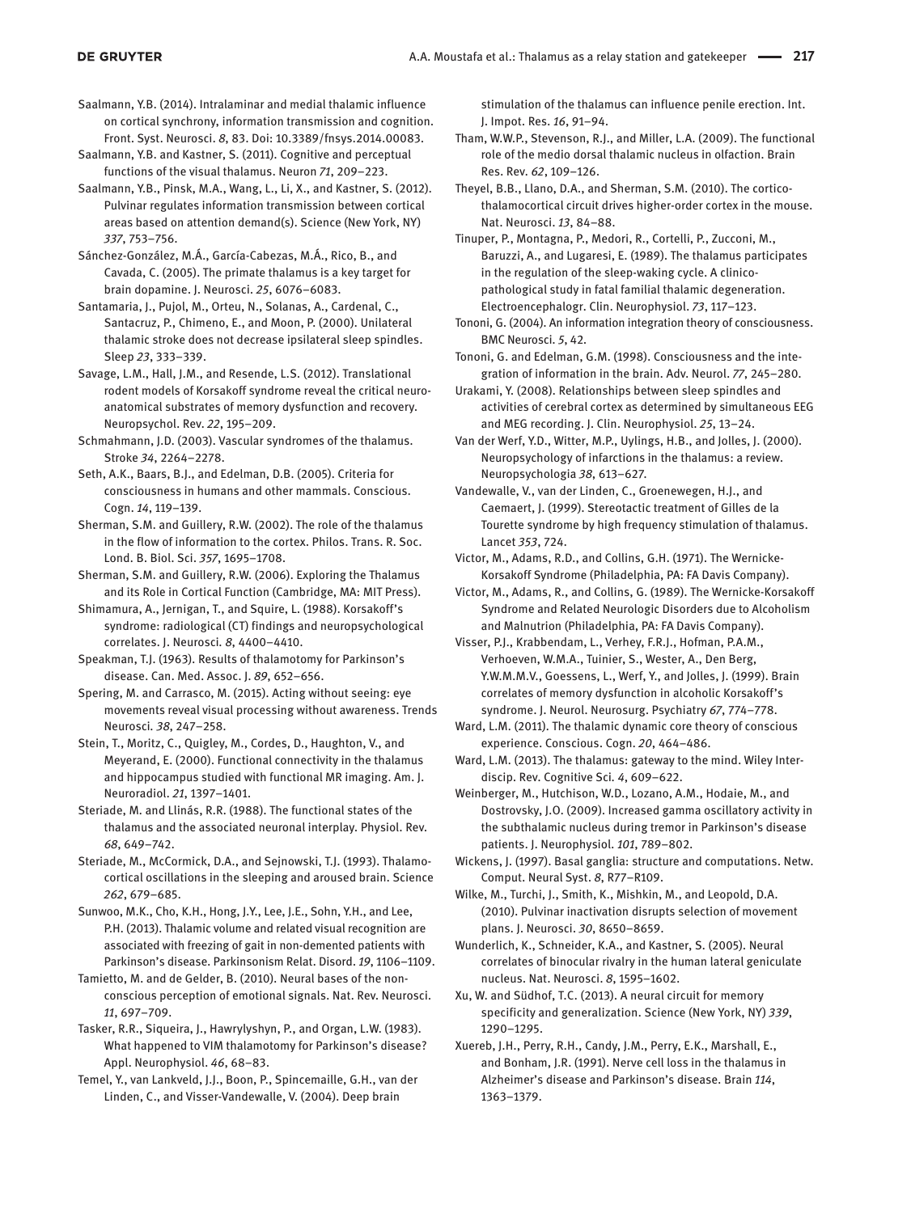Saalmann, Y.B. (2014). Intralaminar and medial thalamic influence on cortical synchrony, information transmission and cognition. Front. Syst. Neurosci. *8*, 83. Doi: 10.3389/fnsys.2014.00083.

Saalmann, Y.B. and Kastner, S. (2011). Cognitive and perceptual functions of the visual thalamus. Neuron *71*, 209–223.

Saalmann, Y.B., Pinsk, M.A., Wang, L., Li, X., and Kastner, S. (2012). Pulvinar regulates information transmission between cortical areas based on attention demand(s). Science (New York, NY) *337*, 753–756.

Sánchez-González, M.Á., García-Cabezas, M.Á., Rico, B., and Cavada, C. (2005). The primate thalamus is a key target for brain dopamine. J. Neurosci. *25*, 6076–6083.

Santamaria, J., Pujol, M., Orteu, N., Solanas, A., Cardenal, C., Santacruz, P., Chimeno, E., and Moon, P. (2000). Unilateral thalamic stroke does not decrease ipsilateral sleep spindles. Sleep *23*, 333–339.

Savage, L.M., Hall, J.M., and Resende, L.S. (2012). Translational rodent models of Korsakoff syndrome reveal the critical neuro-anatomical substrates of memory dysfunction and recovery. Neuropsychol. Rev. *22*, 195–209.

Schmahmann, J.D. (2003). Vascular syndromes of the thalamus. Stroke *34*, 2264–2278.

Seth, A.K., Baars, B.J., and Edelman, D.B. (2005). Criteria for consciousness in humans and other mammals. Conscious. Cogn. *14*, 119–139.

Sherman, S.M. and Guillery, R.W. (2002). The role of the thalamus in the flow of information to the cortex. Philos. Trans. R. Soc. Lond. B. Biol. Sci. *357*, 1695–1708.

Sherman, S.M. and Guillery, R.W. (2006). Exploring the Thalamus and its Role in Cortical Function (Cambridge, MA: MIT Press).

Shimamura, A., Jernigan, T., and Squire, L. (1988). Korsakoff's syndrome: radiological (CT) findings and neuropsychological correlates. J. Neurosci. *8*, 4400–4410.

Speakman, T.J. (1963). Results of thalamotomy for Parkinson's disease. Can. Med. Assoc. J. *89*, 652–656.

Spering, M. and Carrasco, M. (2015). Acting without seeing: eye movements reveal visual processing without awareness. Trends Neurosci. *38*, 247–258.

Stein, T., Moritz, C., Quigley, M., Cordes, D., Haughton, V., and Meyerand, E. (2000). Functional connectivity in the thalamus and hippocampus studied with functional MR imaging. Am. J. Neuroradiol. *21*, 1397–1401.

Steriade, M. and Llinás, R.R. (1988). The functional states of the thalamus and the associated neuronal interplay. Physiol. Rev. *68*, 649–742.

Steriade, M., McCormick, D.A., and Sejnowski, T.J. (1993). Thalamocortical oscillations in the sleeping and aroused brain. Science *262*, 679–685.

Sunwoo, M.K., Cho, K.H., Hong, J.Y., Lee, J.E., Sohn, Y.H., and Lee, P.H. (2013). Thalamic volume and related visual recognition are associated with freezing of gait in non-demented patients with Parkinson's disease. Parkinsonism Relat. Disord. *19*, 1106–1109.

Tamietto, M. and de Gelder, B. (2010). Neural bases of the non-conscious perception of emotional signals. Nat. Rev. Neurosci. *11*, 697–709.

Tasker, R.R., Siqueira, J., Hawrylyshyn, P., and Organ, L.W. (1983). What happened to VIM thalamotomy for Parkinson's disease? Appl. Neurophysiol. *46*, 68–83.

Temel, Y., van Lankveld, J.J., Boon, P., Spincemaille, G.H., van der Linden, C., and Visser-Vandewalle, V. (2004). Deep brain stimulation of the thalamus can influence penile erection. Int. J. Impot. Res. *16*, 91–94.

Tham, W.W.P., Stevenson, R.J., and Miller, L.A. (2009). The functional role of the medio dorsal thalamic nucleus in olfaction. Brain Res. Rev. *62*, 109–126.

Theyel, B.B., Llano, D.A., and Sherman, S.M. (2010). The corticothalamocortical circuit drives higher-order cortex in the mouse. Nat. Neurosci. *13*, 84–88.

Tinuper, P., Montagna, P., Medori, R., Cortelli, P., Zucconi, M., Baruzzi, A., and Lugaresi, E. (1989). The thalamus participates in the regulation of the sleep-waking cycle. A clinico-pathological study in fatal familial thalamic degeneration. Electroencephalogr. Clin. Neurophysiol. *73*, 117–123.

Tononi, G. (2004). An information integration theory of consciousness. BMC Neurosci. *5*, 42.

Tononi, G. and Edelman, G.M. (1998). Consciousness and the integration of information in the brain. Adv. Neurol. *77*, 245–280.

Urakami, Y. (2008). Relationships between sleep spindles and activities of cerebral cortex as determined by simultaneous EEG and MEG recording. J. Clin. Neurophysiol. *25*, 13–24.

Van der Werf, Y.D., Witter, M.P., Uylings, H.B., and Jolles, J. (2000). Neuropsychology of infarctions in the thalamus: a review. Neuropsychologia *38*, 613–627.

Vandewalle, V., van der Linden, C., Groenewegen, H.J., and Caemaert, J. (1999). Stereotactic treatment of Gilles de la Tourette syndrome by high frequency stimulation of thalamus. Lancet *353*, 724.

Victor, M., Adams, R.D., and Collins, G.H. (1971). The Wernicke-Korsakoff Syndrome (Philadelphia, PA: FA Davis Company).

Victor, M., Adams, R., and Collins, G. (1989). The Wernicke-Korsakoff Syndrome and Related Neurologic Disorders due to Alcoholism and Malnutrion (Philadelphia, PA: FA Davis Company).

Visser, P.J., Krabbendam, L., Verhey, F.R.J., Hofman, P.A.M., Verhoeven, W.M.A., Tuinier, S., Wester, A., Den Berg, Y.W.M.M.V., Goessens, L., Werf, Y., and Jolles, J. (1999). Brain correlates of memory dysfunction in alcoholic Korsakoff's syndrome. J. Neurol. Neurosurg. Psychiatry *67*, 774–778.

Ward, L.M. (2011). The thalamic dynamic core theory of conscious experience. Conscious. Cogn. *20*, 464–486.

Ward, L.M. (2013). The thalamus: gateway to the mind. Wiley Interdiscip. Rev. Cognitive Sci. *4*, 609–622.

Weinberger, M., Hutchison, W.D., Lozano, A.M., Hodaie, M., and Dostrovsky, J.O. (2009). Increased gamma oscillatory activity in the subthalamic nucleus during tremor in Parkinson's disease patients. J. Neurophysiol. *101*, 789–802.

Wickens, J. (1997). Basal ganglia: structure and computations. Netw. Comput. Neural Syst. *8*, R77–R109.

Wilke, M., Turchi, J., Smith, K., Mishkin, M., and Leopold, D.A. (2010). Pulvinar inactivation disrupts selection of movement plans. J. Neurosci. *30*, 8650–8659.

Wunderlich, K., Schneider, K.A., and Kastner, S. (2005). Neural correlates of binocular rivalry in the human lateral geniculate nucleus. Nat. Neurosci. *8*, 1595–1602.

Xu, W. and Südhof, T.C. (2013). A neural circuit for memory specificity and generalization. Science (New York, NY) *339*, 1290–1295.

Xuereb, J.H., Perry, R.H., Candy, J.M., Perry, E.K., Marshall, E., and Bonham, J.R. (1991). Nerve cell loss in the thalamus in Alzheimer's disease and Parkinson's disease. Brain *114*, 1363–1379.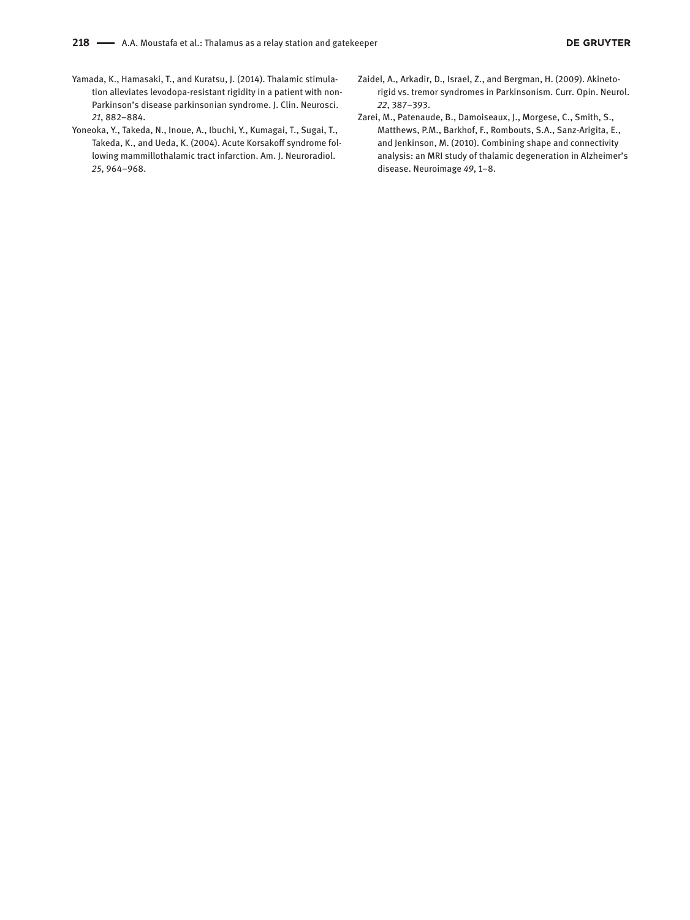Yamada, K., Hamasaki, T., and Kuratsu, J. (2014). Thalamic stimulation alleviates levodopa-resistant rigidity in a patient with non-Parkinson's disease parkinsonian syndrome. J. Clin. Neurosci. *21*, 882–884.

Yoneoka, Y., Takeda, N., Inoue, A., Ibuchi, Y., Kumagai, T., Sugai, T., Takeda, K., and Ueda, K. (2004). Acute Korsakoff syndrome following mammillothalamic tract infarction. Am. J. Neuroradiol. *25*, 964–968.

Zaidel, A., Arkadir, D., Israel, Z., and Bergman, H. (2009). Akineto-rigid vs. tremor syndromes in Parkinsonism. Curr. Opin. Neurol. *22*, 387–393.

Zarei, M., Patenaude, B., Damoiseaux, J., Morgese, C., Smith, S., Matthews, P.M., Barkhof, F., Rombouts, S.A., Sanz-Arigita, E., and Jenkinson, M. (2010). Combining shape and connectivity analysis: an MRI study of thalamic degeneration in Alzheimer's disease. Neuroimage *49*, 1–8.